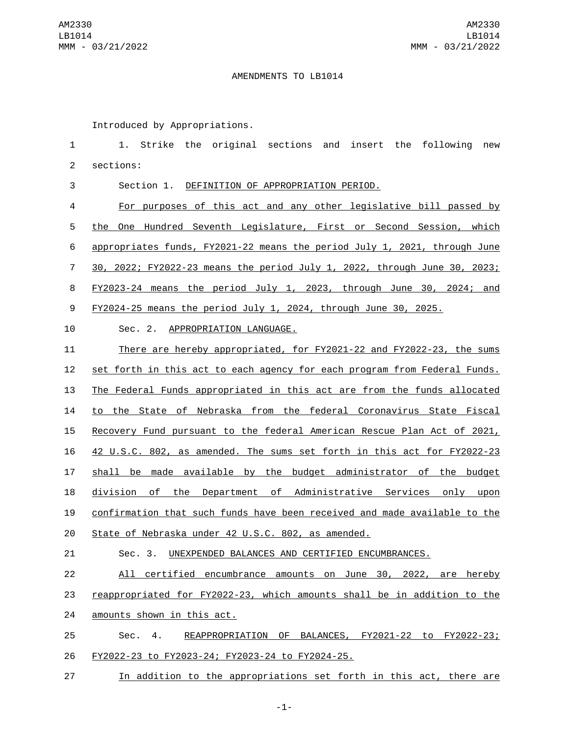AMENDMENTS TO LB1014

Introduced by Appropriations.

1. Strike the original sections and insert the following new sections:

Section 1. DEFINITION OF APPROPRIATION PERIOD.

For purposes of this act and any other legislative bill passed by the One Hundred Seventh Legislature, First or Second Session, which appropriates funds, FY2021-22 means the period July 1, 2021, through June 30, 2022; FY2022-23 means the period July 1, 2022, through June 30, 2023; FY2023-24 means the period July 1, 2023, through June 30, 2024; and FY2024-25 means the period July 1, 2024, through June 30, 2025.

Sec. 2. APPROPRIATION LANGUAGE.

There are hereby appropriated, for FY2021-22 and FY2022-23, the sums set forth in this act to each agency for each program from Federal Funds. The Federal Funds appropriated in this act are from the funds allocated to the State of Nebraska from the federal Coronavirus State Fiscal Recovery Fund pursuant to the federal American Rescue Plan Act of 2021, 42 U.S.C. 802, as amended. The sums set forth in this act for FY2022-23 shall be made available by the budget administrator of the budget division of the Department of Administrative Services only upon confirmation that such funds have been received and made available to the State of Nebraska under 42 U.S.C. 802, as amended.

Sec. 3. UNEXPENDED BALANCES AND CERTIFIED ENCUMBRANCES.

All certified encumbrance amounts on June 30, 2022, are hereby reappropriated for FY2022-23, which amounts shall be in addition to the amounts shown in this act.

Sec. 4. REAPPROPRIATION OF BALANCES, FY2021-22 to FY2022-23; FY2022-23 to FY2023-24; FY2023-24 to FY2024-25.

In addition to the appropriations set forth in this act, there are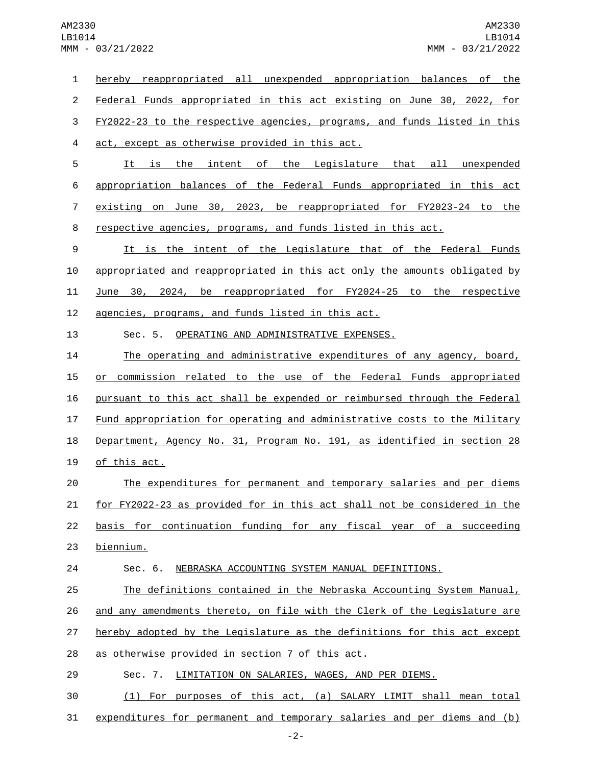hereby reappropriated all unexpended appropriation balances of the Federal Funds appropriated in this act existing on June 30, 2022, for FY2022-23 to the respective agencies, programs, and funds listed in this act, except as otherwise provided in this act.

It is the intent of the Legislature that all unexpended appropriation balances of the Federal Funds appropriated in this act existing on June 30, 2023, be reappropriated for FY2023-24 to the respective agencies, programs, and funds listed in this act.

It is the intent of the Legislature that of the Federal Funds appropriated and reappropriated in this act only the amounts obligated by June 30, 2024, be reappropriated for FY2024-25 to the respective agencies, programs, and funds listed in this act.

Sec. 5. OPERATING AND ADMINISTRATIVE EXPENSES.

The operating and administrative expenditures of any agency, board, or commission related to the use of the Federal Funds appropriated pursuant to this act shall be expended or reimbursed through the Federal Fund appropriation for operating and administrative costs to the Military Department, Agency No. 31, Program No. 191, as identified in section 28 of this act.

The expenditures for permanent and temporary salaries and per diems for FY2022-23 as provided for in this act shall not be considered in the basis for continuation funding for any fiscal year of a succeeding biennium.

Sec. 6. NEBRASKA ACCOUNTING SYSTEM MANUAL DEFINITIONS.

The definitions contained in the Nebraska Accounting System Manual, and any amendments thereto, on file with the Clerk of the Legislature are hereby adopted by the Legislature as the definitions for this act except as otherwise provided in section 7 of this act.

Sec. 7. LIMITATION ON SALARIES, WAGES, AND PER DIEMS.

(1) For purposes of this act, (a) SALARY LIMIT shall mean total expenditures for permanent and temporary salaries and per diems and (b)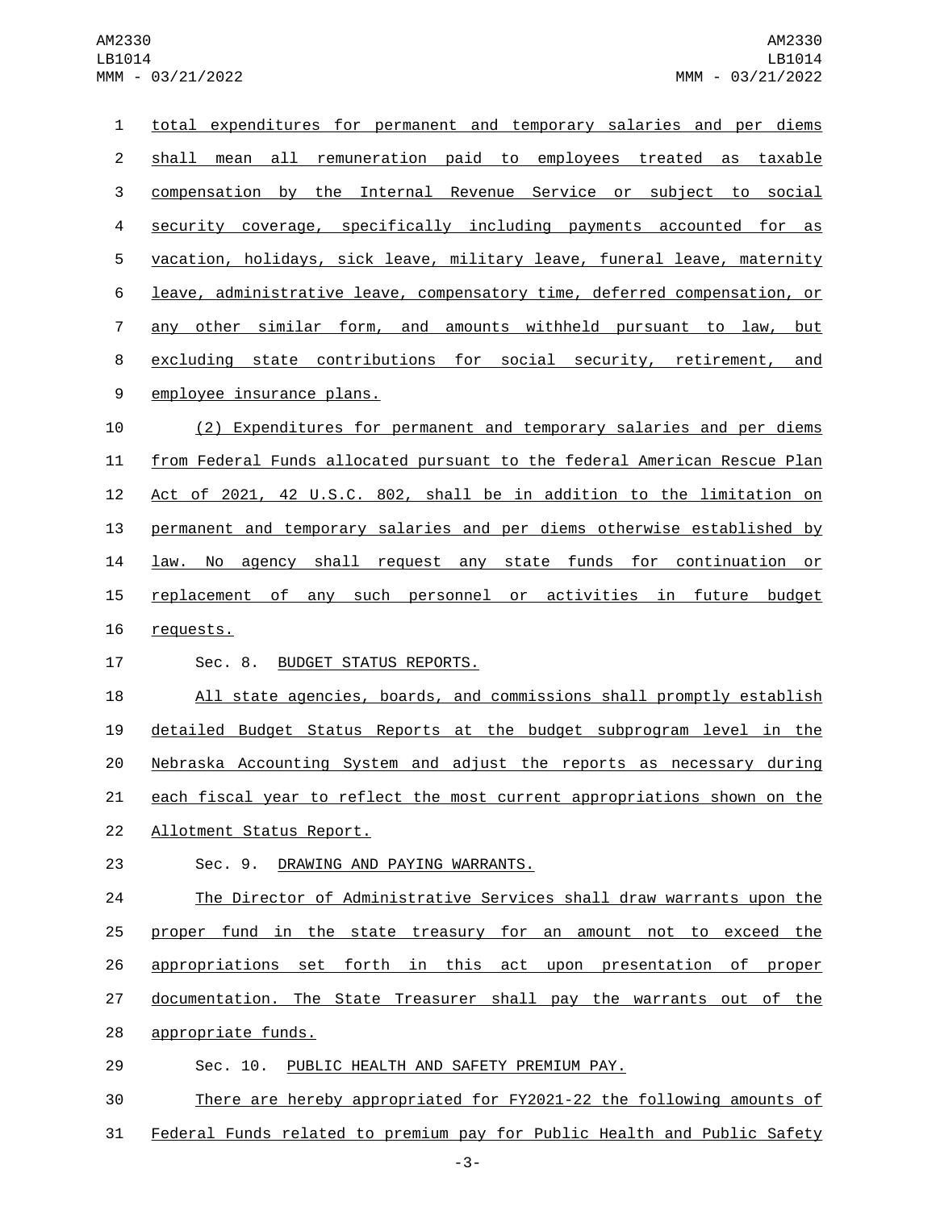total expenditures for permanent and temporary salaries and per diems shall mean all remuneration paid to employees treated as taxable compensation by the Internal Revenue Service or subject to social security coverage, specifically including payments accounted for as vacation, holidays, sick leave, military leave, funeral leave, maternity leave, administrative leave, compensatory time, deferred compensation, or any other similar form, and amounts withheld pursuant to law, but excluding state contributions for social security, retirement, and employee insurance plans.

(2) Expenditures for permanent and temporary salaries and per diems from Federal Funds allocated pursuant to the federal American Rescue Plan Act of 2021, 42 U.S.C. 802, shall be in addition to the limitation on permanent and temporary salaries and per diems otherwise established by law. No agency shall request any state funds for continuation or replacement of any such personnel or activities in future budget requests.

Sec. 8. BUDGET STATUS REPORTS.

All state agencies, boards, and commissions shall promptly establish detailed Budget Status Reports at the budget subprogram level in the Nebraska Accounting System and adjust the reports as necessary during each fiscal year to reflect the most current appropriations shown on the Allotment Status Report.

Sec. 9. DRAWING AND PAYING WARRANTS.

The Director of Administrative Services shall draw warrants upon the proper fund in the state treasury for an amount not to exceed the appropriations set forth in this act upon presentation of proper documentation. The State Treasurer shall pay the warrants out of the appropriate funds.

Sec. 10. PUBLIC HEALTH AND SAFETY PREMIUM PAY.

There are hereby appropriated for FY2021-22 the following amounts of Federal Funds related to premium pay for Public Health and Public Safety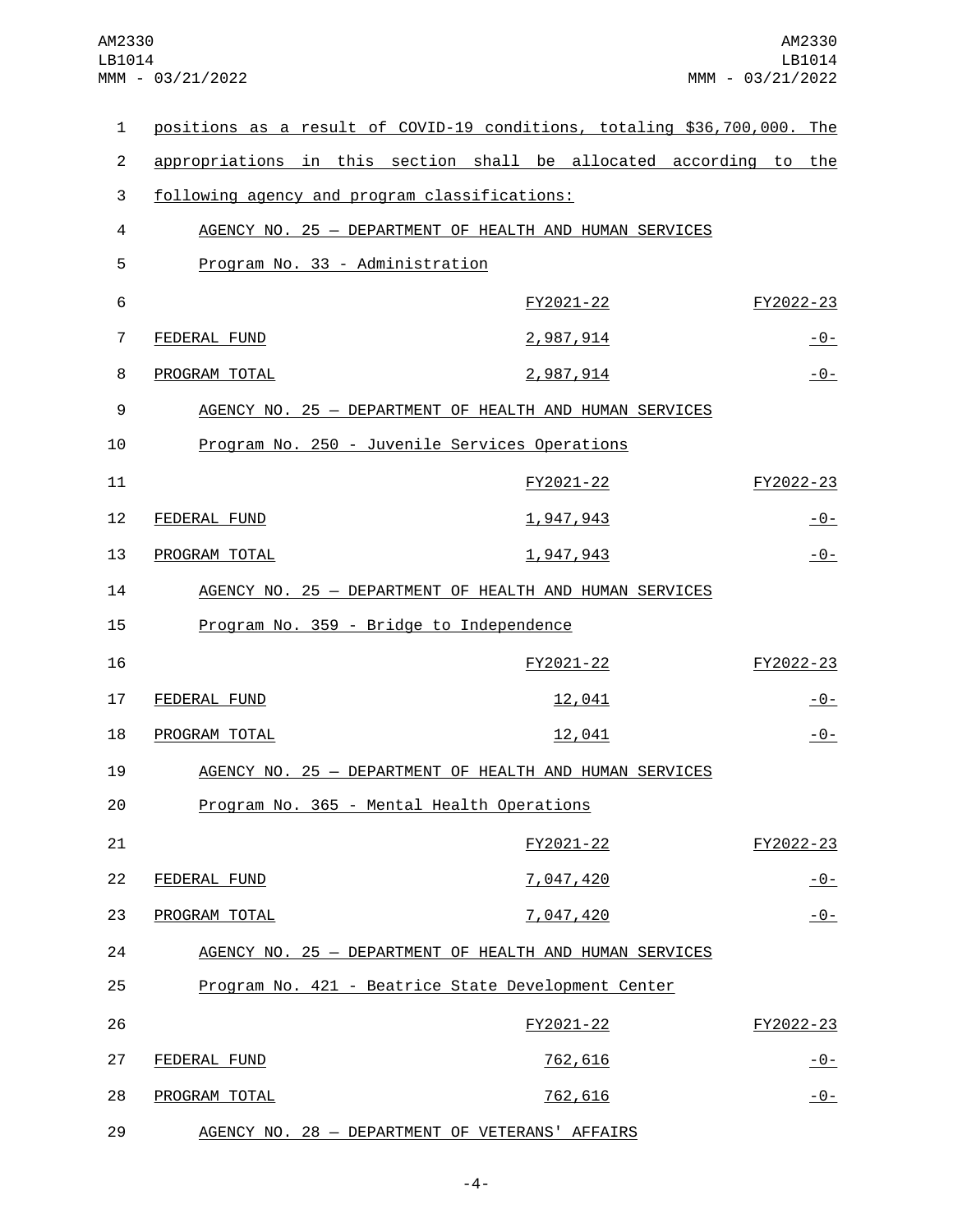positions as a result of COVID-19 conditions, totaling $36,700,000. The appropriations in this section shall be allocated according to the following agency and program classifications:

AGENCY NO. 25 — DEPARTMENT OF HEALTH AND HUMAN SERVICES

Program No. 33 - Administration

| | FY2021-22 | FY2022-23 |
|---|---|---|
| FEDERAL FUND | 2,987,914 | -0- |
| PROGRAM TOTAL | 2,987,914 | -0- |

AGENCY NO. 25 — DEPARTMENT OF HEALTH AND HUMAN SERVICES

Program No. 250 - Juvenile Services Operations

| | FY2021-22 | FY2022-23 |
|---|---|---|
| FEDERAL FUND | 1,947,943 | -0- |
| PROGRAM TOTAL | 1,947,943 | -0- |

AGENCY NO. 25 — DEPARTMENT OF HEALTH AND HUMAN SERVICES

Program No. 359 - Bridge to Independence

| | FY2021-22 | FY2022-23 |
|---|---|---|
| FEDERAL FUND | 12,041 | -0- |
| PROGRAM TOTAL | 12,041 | -0- |

AGENCY NO. 25 — DEPARTMENT OF HEALTH AND HUMAN SERVICES

Program No. 365 - Mental Health Operations

| | FY2021-22 | FY2022-23 |
|---|---|---|
| FEDERAL FUND | 7,047,420 | -0- |
| PROGRAM TOTAL | 7,047,420 | -0- |

AGENCY NO. 25 — DEPARTMENT OF HEALTH AND HUMAN SERVICES

Program No. 421 - Beatrice State Development Center

| | FY2021-22 | FY2022-23 |
|---|---|---|
| FEDERAL FUND | 762,616 | -0- |
| PROGRAM TOTAL | 762,616 | -0- |

AGENCY NO. 28 — DEPARTMENT OF VETERANS' AFFAIRS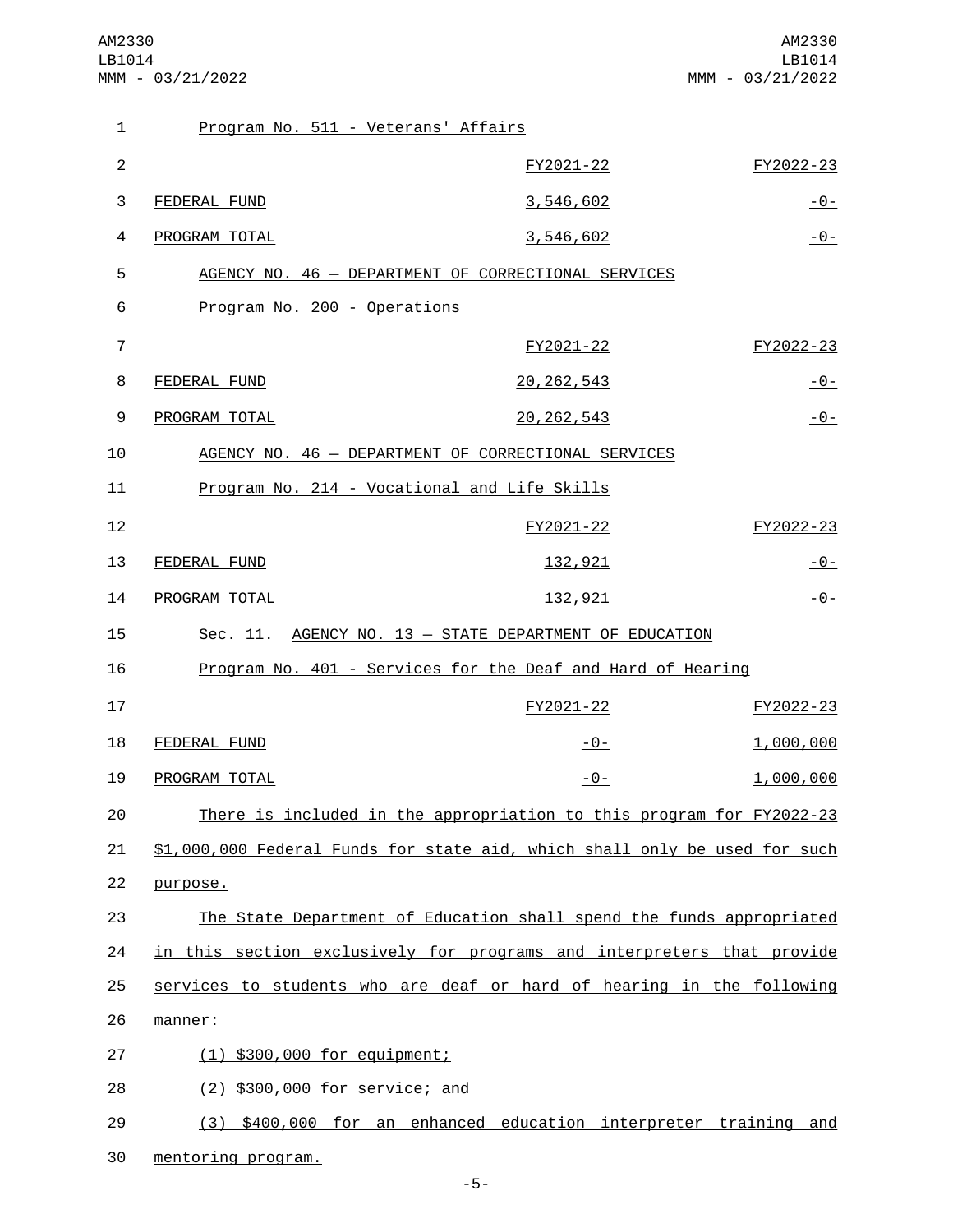Program No. 511 - Veterans' Affairs

| | FY2021-22 | FY2022-23 |
|---|---|---|
| FEDERAL FUND | 3,546,602 | -0- |
| PROGRAM TOTAL | 3,546,602 | -0- |

AGENCY NO. 46 — DEPARTMENT OF CORRECTIONAL SERVICES

Program No. 200 - Operations

| | FY2021-22 | FY2022-23 |
|---|---|---|
| FEDERAL FUND | 20,262,543 | -0- |
| PROGRAM TOTAL | 20,262,543 | -0- |

AGENCY NO. 46 — DEPARTMENT OF CORRECTIONAL SERVICES

Program No. 214 - Vocational and Life Skills

| | FY2021-22 | FY2022-23 |
|---|---|---|
| FEDERAL FUND | 132,921 | -0- |
| PROGRAM TOTAL | 132,921 | -0- |

Sec. 11. AGENCY NO. 13 — STATE DEPARTMENT OF EDUCATION

Program No. 401 - Services for the Deaf and Hard of Hearing

| | FY2021-22 | FY2022-23 |
|---|---|---|
| FEDERAL FUND | -0- | 1,000,000 |
| PROGRAM TOTAL | -0- | 1,000,000 |

There is included in the appropriation to this program for FY2022-23 $1,000,000 Federal Funds for state aid, which shall only be used for such purpose.

The State Department of Education shall spend the funds appropriated in this section exclusively for programs and interpreters that provide services to students who are deaf or hard of hearing in the following manner:

(1) $300,000 for equipment;

(2) $300,000 for service; and

(3) $400,000 for an enhanced education interpreter training and mentoring program.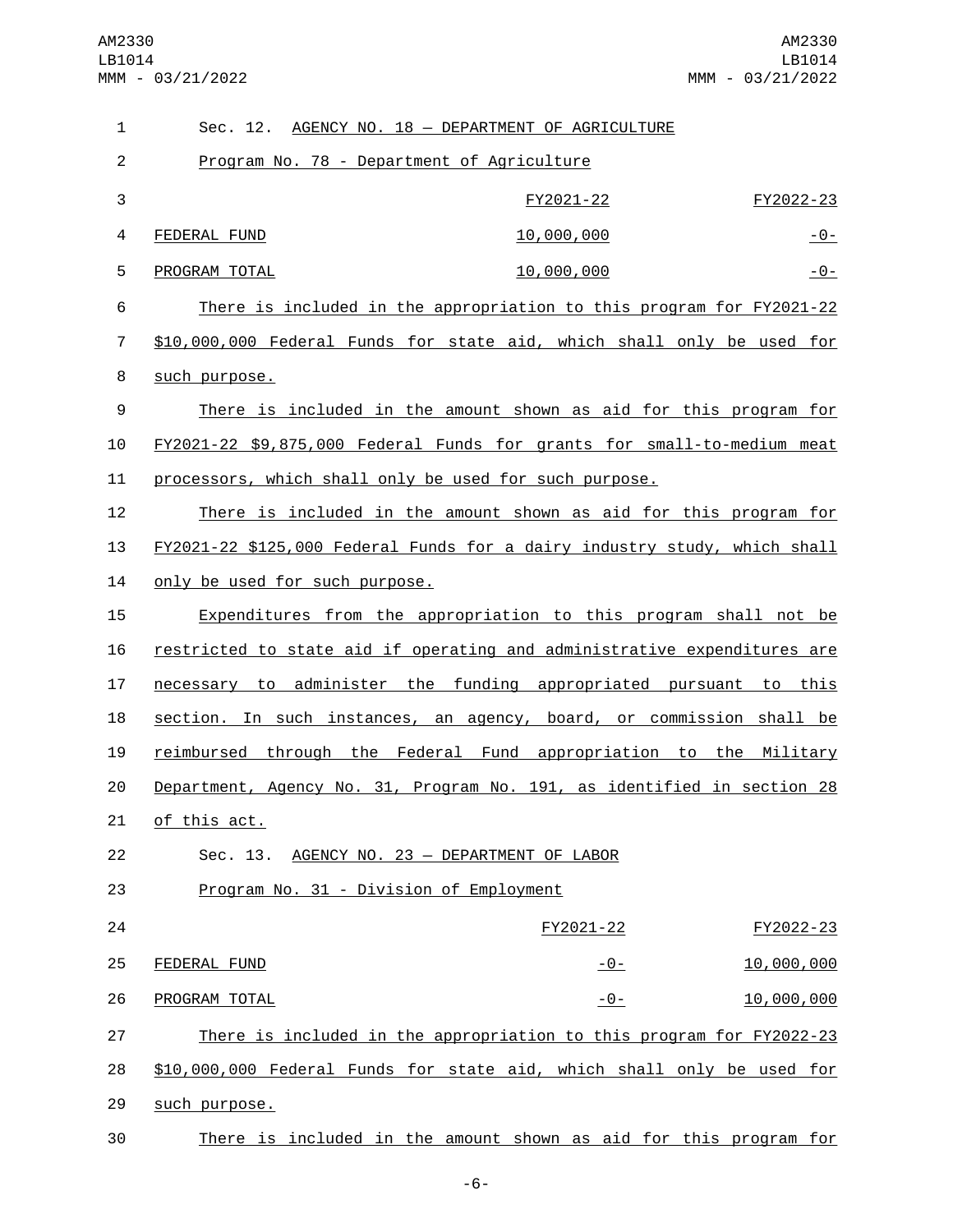Sec. 12. AGENCY NO. 18 — DEPARTMENT OF AGRICULTURE

Program No. 78 - Department of Agriculture

| | FY2021-22 | FY2022-23 |
|---|---|---|
| FEDERAL FUND | 10,000,000 | -0- |
| PROGRAM TOTAL | 10,000,000 | -0- |

There is included in the appropriation to this program for FY2021-22 $10,000,000 Federal Funds for state aid, which shall only be used for such purpose.

There is included in the amount shown as aid for this program for FY2021-22 $9,875,000 Federal Funds for grants for small-to-medium meat processors, which shall only be used for such purpose.

There is included in the amount shown as aid for this program for FY2021-22 $125,000 Federal Funds for a dairy industry study, which shall only be used for such purpose.

Expenditures from the appropriation to this program shall not be restricted to state aid if operating and administrative expenditures are necessary to administer the funding appropriated pursuant to this section. In such instances, an agency, board, or commission shall be reimbursed through the Federal Fund appropriation to the Military Department, Agency No. 31, Program No. 191, as identified in section 28 of this act.

Sec. 13. AGENCY NO. 23 — DEPARTMENT OF LABOR

Program No. 31 - Division of Employment

| | FY2021-22 | FY2022-23 |
|---|---|---|
| FEDERAL FUND | -0- | 10,000,000 |
| PROGRAM TOTAL | -0- | 10,000,000 |

There is included in the appropriation to this program for FY2022-23 $10,000,000 Federal Funds for state aid, which shall only be used for such purpose.

There is included in the amount shown as aid for this program for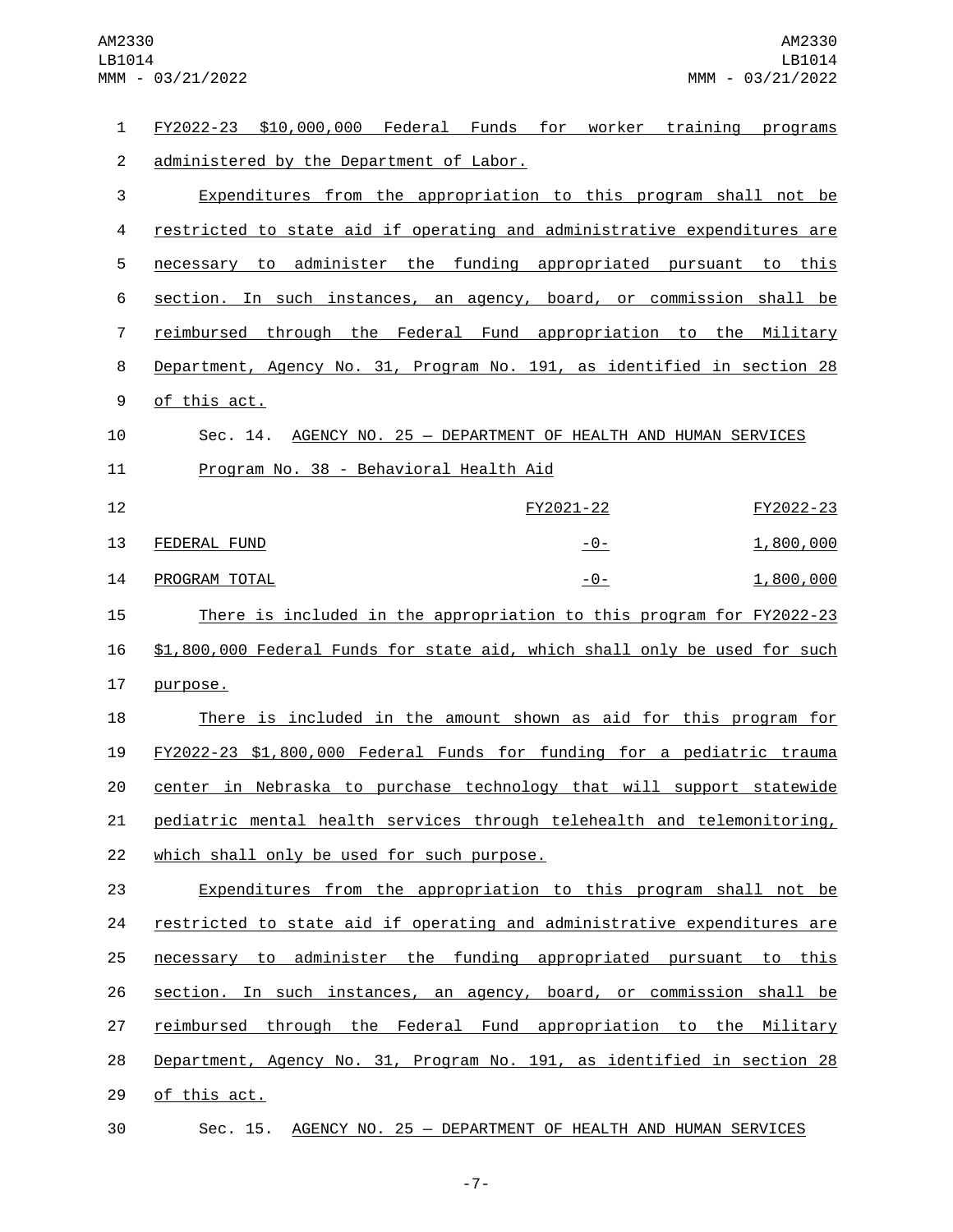FY2022-23 $10,000,000 Federal Funds for worker training programs administered by the Department of Labor.

Expenditures from the appropriation to this program shall not be restricted to state aid if operating and administrative expenditures are necessary to administer the funding appropriated pursuant to this section. In such instances, an agency, board, or commission shall be reimbursed through the Federal Fund appropriation to the Military Department, Agency No. 31, Program No. 191, as identified in section 28 of this act.

Sec. 14. AGENCY NO. 25 — DEPARTMENT OF HEALTH AND HUMAN SERVICES

Program No. 38 - Behavioral Health Aid

| | FY2021-22 | FY2022-23 |
|---|---|---|
| FEDERAL FUND | -0- | 1,800,000 |
| PROGRAM TOTAL | -0- | 1,800,000 |

There is included in the appropriation to this program for FY2022-23 $1,800,000 Federal Funds for state aid, which shall only be used for such purpose.

There is included in the amount shown as aid for this program for FY2022-23 $1,800,000 Federal Funds for funding for a pediatric trauma center in Nebraska to purchase technology that will support statewide pediatric mental health services through telehealth and telemonitoring, which shall only be used for such purpose.

Expenditures from the appropriation to this program shall not be restricted to state aid if operating and administrative expenditures are necessary to administer the funding appropriated pursuant to this section. In such instances, an agency, board, or commission shall be reimbursed through the Federal Fund appropriation to the Military Department, Agency No. 31, Program No. 191, as identified in section 28 of this act.

Sec. 15. AGENCY NO. 25 — DEPARTMENT OF HEALTH AND HUMAN SERVICES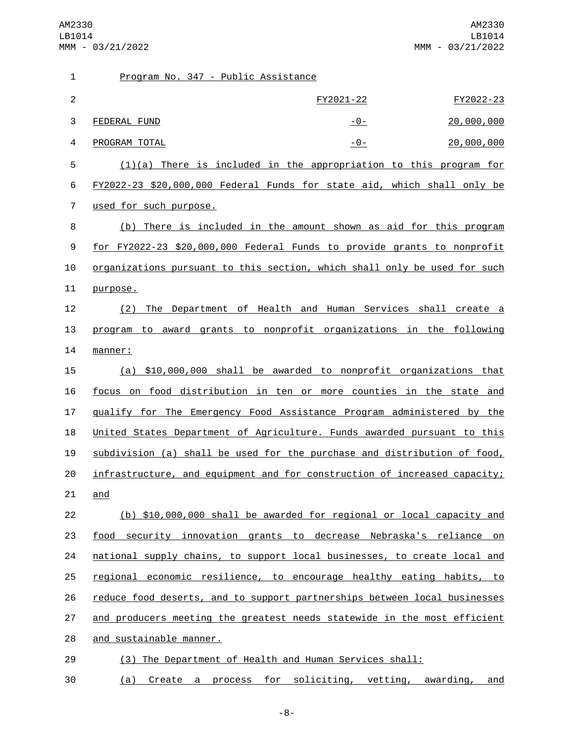Program No. 347 - Public Assistance

| | FY2021-22 | FY2022-23 |
| --- | --- | --- |
| FEDERAL FUND | -0- | 20,000,000 |
| PROGRAM TOTAL | -0- | 20,000,000 |

(1)(a) There is included in the appropriation to this program for FY2022-23 $20,000,000 Federal Funds for state aid, which shall only be used for such purpose.

(b) There is included in the amount shown as aid for this program for FY2022-23 $20,000,000 Federal Funds to provide grants to nonprofit organizations pursuant to this section, which shall only be used for such purpose.

(2) The Department of Health and Human Services shall create a program to award grants to nonprofit organizations in the following manner:

(a) $10,000,000 shall be awarded to nonprofit organizations that focus on food distribution in ten or more counties in the state and qualify for The Emergency Food Assistance Program administered by the United States Department of Agriculture. Funds awarded pursuant to this subdivision (a) shall be used for the purchase and distribution of food, infrastructure, and equipment and for construction of increased capacity; and

(b) $10,000,000 shall be awarded for regional or local capacity and food security innovation grants to decrease Nebraska's reliance on national supply chains, to support local businesses, to create local and regional economic resilience, to encourage healthy eating habits, to reduce food deserts, and to support partnerships between local businesses and producers meeting the greatest needs statewide in the most efficient and sustainable manner.

(3) The Department of Health and Human Services shall:

(a) Create a process for soliciting, vetting, awarding, and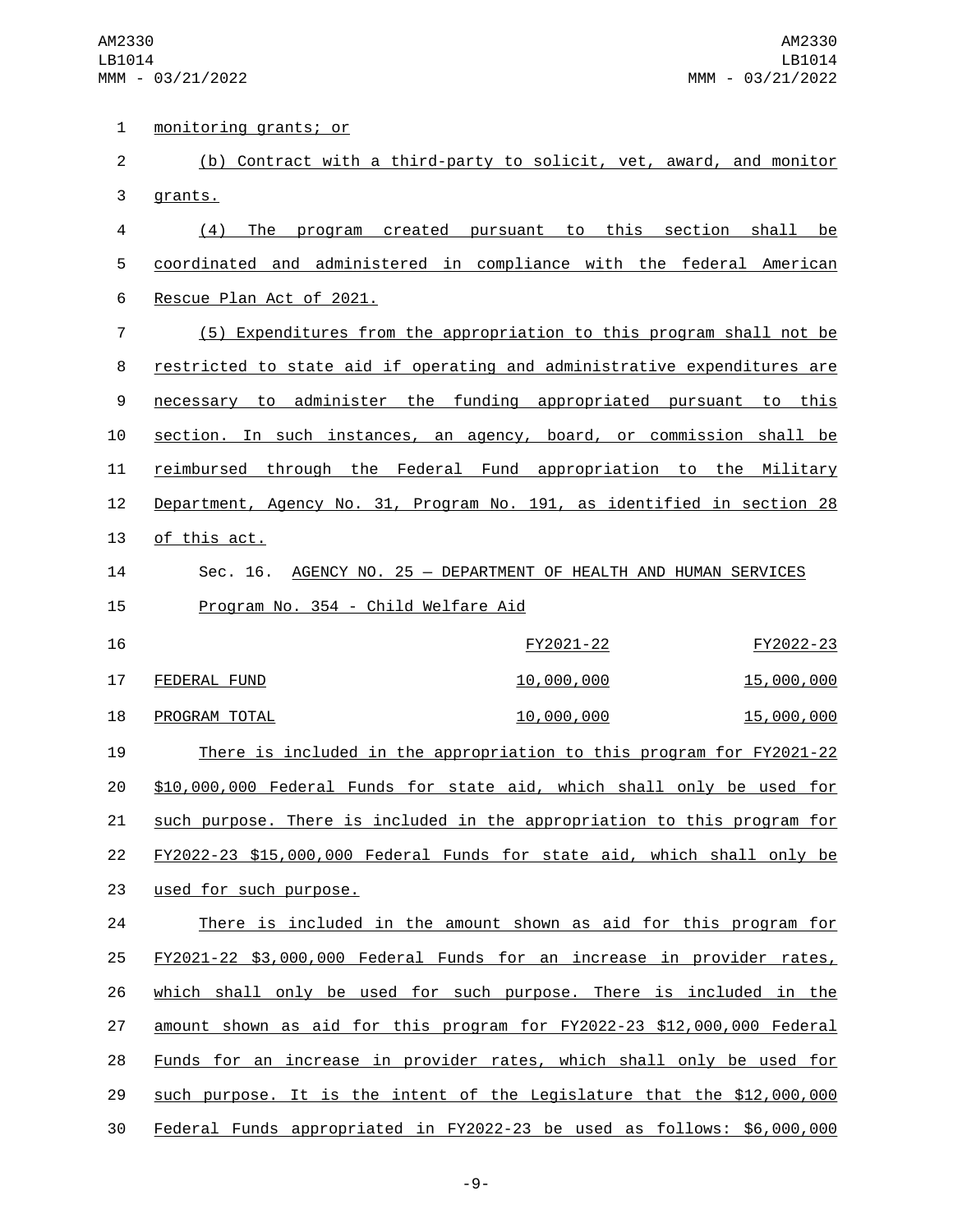monitoring grants; or

(b) Contract with a third-party to solicit, vet, award, and monitor grants.

(4) The program created pursuant to this section shall be coordinated and administered in compliance with the federal American Rescue Plan Act of 2021.

(5) Expenditures from the appropriation to this program shall not be restricted to state aid if operating and administrative expenditures are necessary to administer the funding appropriated pursuant to this section. In such instances, an agency, board, or commission shall be reimbursed through the Federal Fund appropriation to the Military Department, Agency No. 31, Program No. 191, as identified in section 28 of this act.

Sec. 16. AGENCY NO. 25 — DEPARTMENT OF HEALTH AND HUMAN SERVICES

Program No. 354 - Child Welfare Aid

| | FY2021-22 | FY2022-23 |
|---|---|---|
| FEDERAL FUND | 10,000,000 | 15,000,000 |
| PROGRAM TOTAL | 10,000,000 | 15,000,000 |

There is included in the appropriation to this program for FY2021-22 $10,000,000 Federal Funds for state aid, which shall only be used for such purpose. There is included in the appropriation to this program for FY2022-23 $15,000,000 Federal Funds for state aid, which shall only be used for such purpose.

There is included in the amount shown as aid for this program for FY2021-22 $3,000,000 Federal Funds for an increase in provider rates, which shall only be used for such purpose. There is included in the amount shown as aid for this program for FY2022-23 $12,000,000 Federal Funds for an increase in provider rates, which shall only be used for such purpose. It is the intent of the Legislature that the $12,000,000 Federal Funds appropriated in FY2022-23 be used as follows: $6,000,000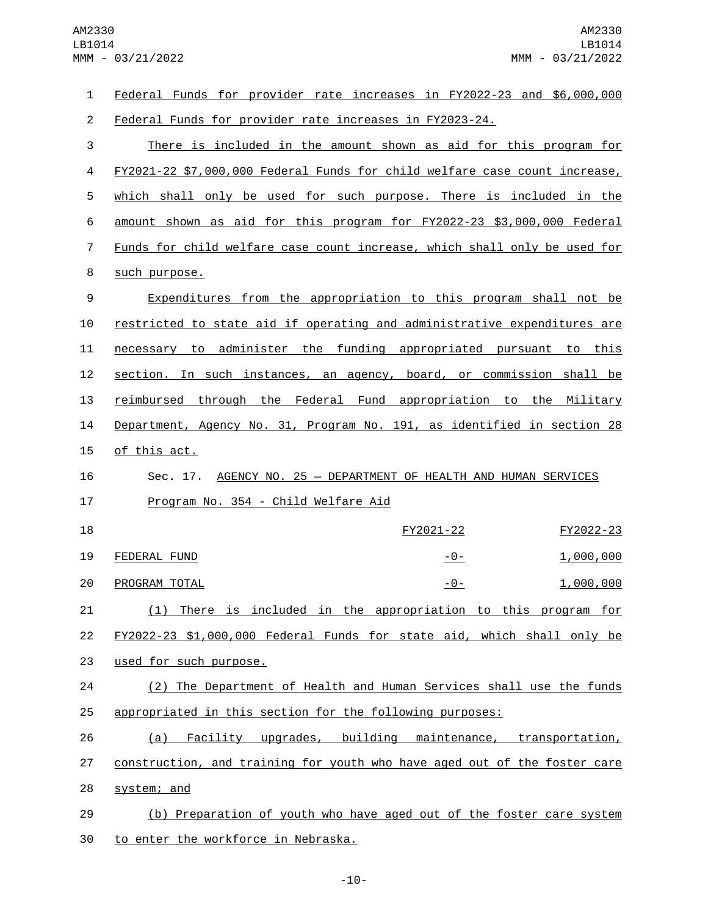Federal Funds for provider rate increases in FY2022-23 and $6,000,000 Federal Funds for provider rate increases in FY2023-24.

There is included in the amount shown as aid for this program for FY2021-22 $7,000,000 Federal Funds for child welfare case count increase, which shall only be used for such purpose. There is included in the amount shown as aid for this program for FY2022-23 $3,000,000 Federal Funds for child welfare case count increase, which shall only be used for such purpose.

Expenditures from the appropriation to this program shall not be restricted to state aid if operating and administrative expenditures are necessary to administer the funding appropriated pursuant to this section. In such instances, an agency, board, or commission shall be reimbursed through the Federal Fund appropriation to the Military Department, Agency No. 31, Program No. 191, as identified in section 28 of this act.

Sec. 17. AGENCY NO. 25 — DEPARTMENT OF HEALTH AND HUMAN SERVICES

Program No. 354 - Child Welfare Aid

| | FY2021-22 | FY2022-23 |
|---|---|---|
| FEDERAL FUND | -0- | 1,000,000 |
| PROGRAM TOTAL | -0- | 1,000,000 |

(1) There is included in the appropriation to this program for FY2022-23 $1,000,000 Federal Funds for state aid, which shall only be used for such purpose.

(2) The Department of Health and Human Services shall use the funds appropriated in this section for the following purposes:

(a) Facility upgrades, building maintenance, transportation, construction, and training for youth who have aged out of the foster care system; and

(b) Preparation of youth who have aged out of the foster care system to enter the workforce in Nebraska.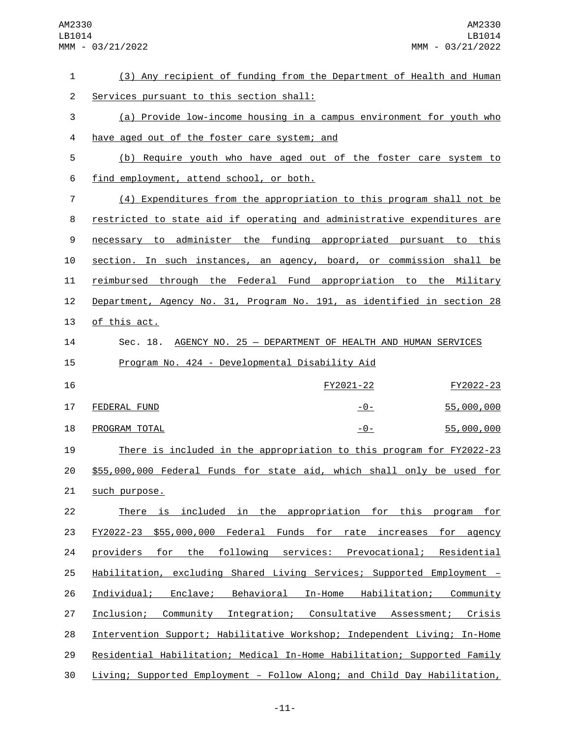(3) Any recipient of funding from the Department of Health and Human Services pursuant to this section shall:

(a) Provide low-income housing in a campus environment for youth who have aged out of the foster care system; and

(b) Require youth who have aged out of the foster care system to find employment, attend school, or both.

(4) Expenditures from the appropriation to this program shall not be restricted to state aid if operating and administrative expenditures are necessary to administer the funding appropriated pursuant to this section. In such instances, an agency, board, or commission shall be reimbursed through the Federal Fund appropriation to the Military Department, Agency No. 31, Program No. 191, as identified in section 28 of this act.

Sec. 18. AGENCY NO. 25 — DEPARTMENT OF HEALTH AND HUMAN SERVICES

Program No. 424 - Developmental Disability Aid

| | FY2021-22 | FY2022-23 |
|---|---|---|
| FEDERAL FUND | -0- | 55,000,000 |
| PROGRAM TOTAL | -0- | 55,000,000 |

There is included in the appropriation to this program for FY2022-23 $55,000,000 Federal Funds for state aid, which shall only be used for such purpose.

There is included in the appropriation for this program for FY2022-23 $55,000,000 Federal Funds for rate increases for agency providers for the following services: Prevocational; Residential Habilitation, excluding Shared Living Services; Supported Employment – Individual; Enclave; Behavioral In-Home Habilitation; Community Inclusion; Community Integration; Consultative Assessment; Crisis Intervention Support; Habilitative Workshop; Independent Living; In-Home Residential Habilitation; Medical In-Home Habilitation; Supported Family Living; Supported Employment – Follow Along; and Child Day Habilitation,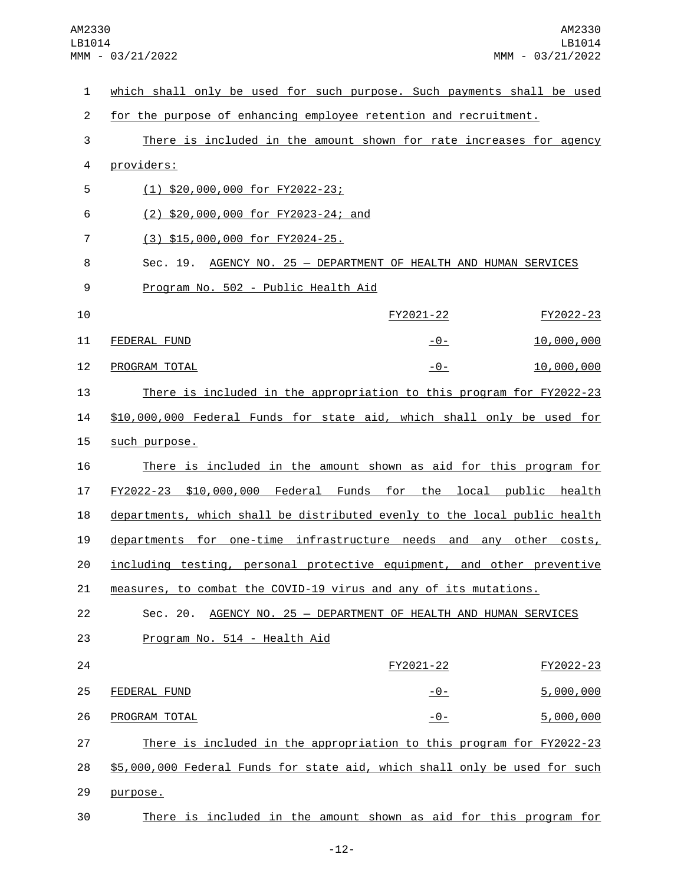which shall only be used for such purpose. Such payments shall be used for the purpose of enhancing employee retention and recruitment.

There is included in the amount shown for rate increases for agency providers:

(1) $20,000,000 for FY2022-23;

(2) $20,000,000 for FY2023-24; and

(3) $15,000,000 for FY2024-25.

Sec. 19. AGENCY NO. 25 — DEPARTMENT OF HEALTH AND HUMAN SERVICES

Program No. 502 - Public Health Aid

| | FY2021-22 | FY2022-23 |
|---|---|---|
| FEDERAL FUND | -0- | 10,000,000 |
| PROGRAM TOTAL | -0- | 10,000,000 |

There is included in the appropriation to this program for FY2022-23 $10,000,000 Federal Funds for state aid, which shall only be used for such purpose.

There is included in the amount shown as aid for this program for FY2022-23 $10,000,000 Federal Funds for the local public health departments, which shall be distributed evenly to the local public health departments for one-time infrastructure needs and any other costs, including testing, personal protective equipment, and other preventive measures, to combat the COVID-19 virus and any of its mutations.

Sec. 20. AGENCY NO. 25 — DEPARTMENT OF HEALTH AND HUMAN SERVICES

Program No. 514 - Health Aid

| | FY2021-22 | FY2022-23 |
|---|---|---|
| FEDERAL FUND | -0- | 5,000,000 |
| PROGRAM TOTAL | -0- | 5,000,000 |

There is included in the appropriation to this program for FY2022-23 $5,000,000 Federal Funds for state aid, which shall only be used for such purpose.

There is included in the amount shown as aid for this program for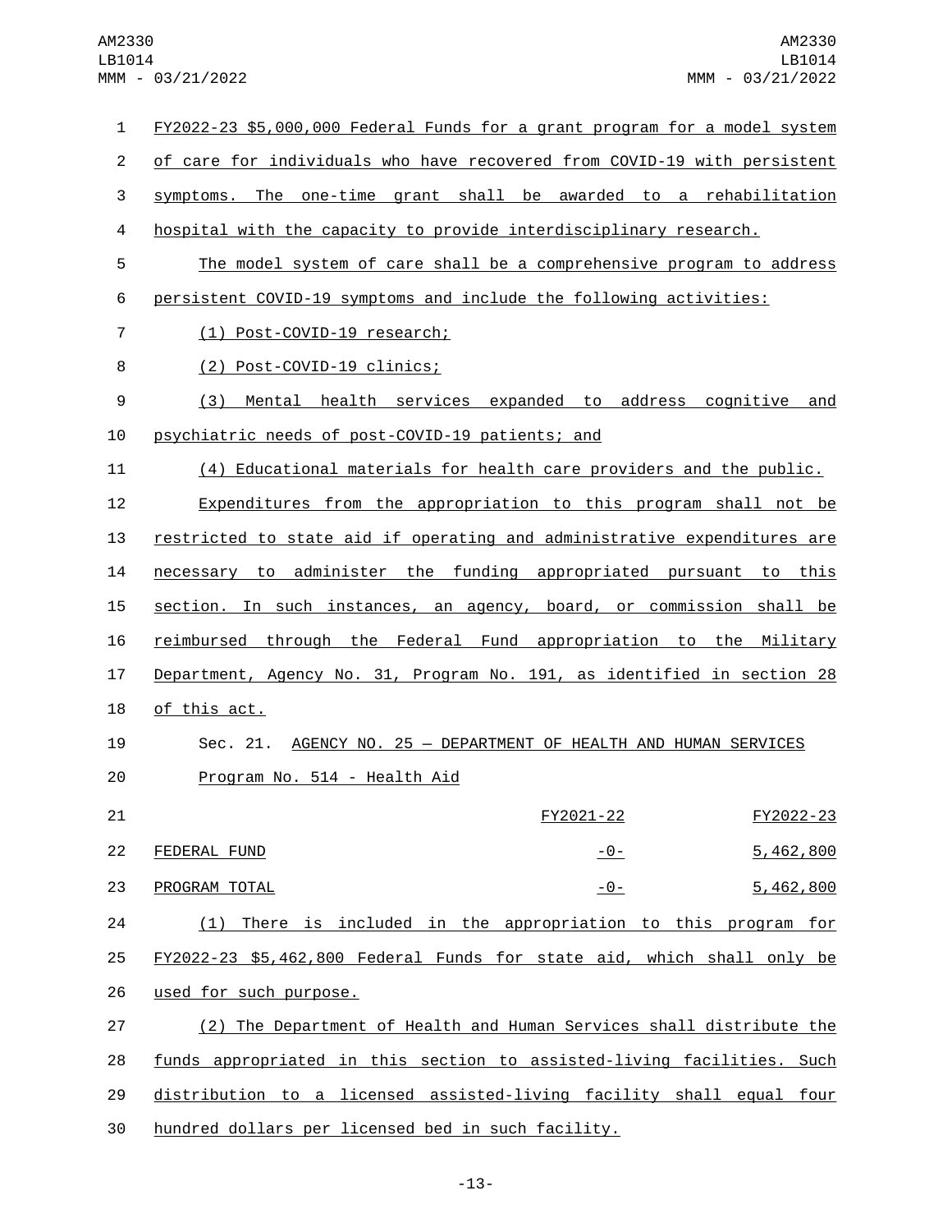FY2022-23 $5,000,000 Federal Funds for a grant program for a model system of care for individuals who have recovered from COVID-19 with persistent symptoms. The one-time grant shall be awarded to a rehabilitation hospital with the capacity to provide interdisciplinary research.

The model system of care shall be a comprehensive program to address persistent COVID-19 symptoms and include the following activities:

(1) Post-COVID-19 research;

(2) Post-COVID-19 clinics;

(3) Mental health services expanded to address cognitive and psychiatric needs of post-COVID-19 patients; and

(4) Educational materials for health care providers and the public.

Expenditures from the appropriation to this program shall not be restricted to state aid if operating and administrative expenditures are necessary to administer the funding appropriated pursuant to this section. In such instances, an agency, board, or commission shall be reimbursed through the Federal Fund appropriation to the Military Department, Agency No. 31, Program No. 191, as identified in section 28 of this act.

Sec. 21. AGENCY NO. 25 — DEPARTMENT OF HEALTH AND HUMAN SERVICES

Program No. 514 - Health Aid

| | FY2021-22 | FY2022-23 |
|---|---|---|
| FEDERAL FUND | -0- | 5,462,800 |
| PROGRAM TOTAL | -0- | 5,462,800 |

(1) There is included in the appropriation to this program for FY2022-23 $5,462,800 Federal Funds for state aid, which shall only be used for such purpose.

(2) The Department of Health and Human Services shall distribute the funds appropriated in this section to assisted-living facilities. Such distribution to a licensed assisted-living facility shall equal four hundred dollars per licensed bed in such facility.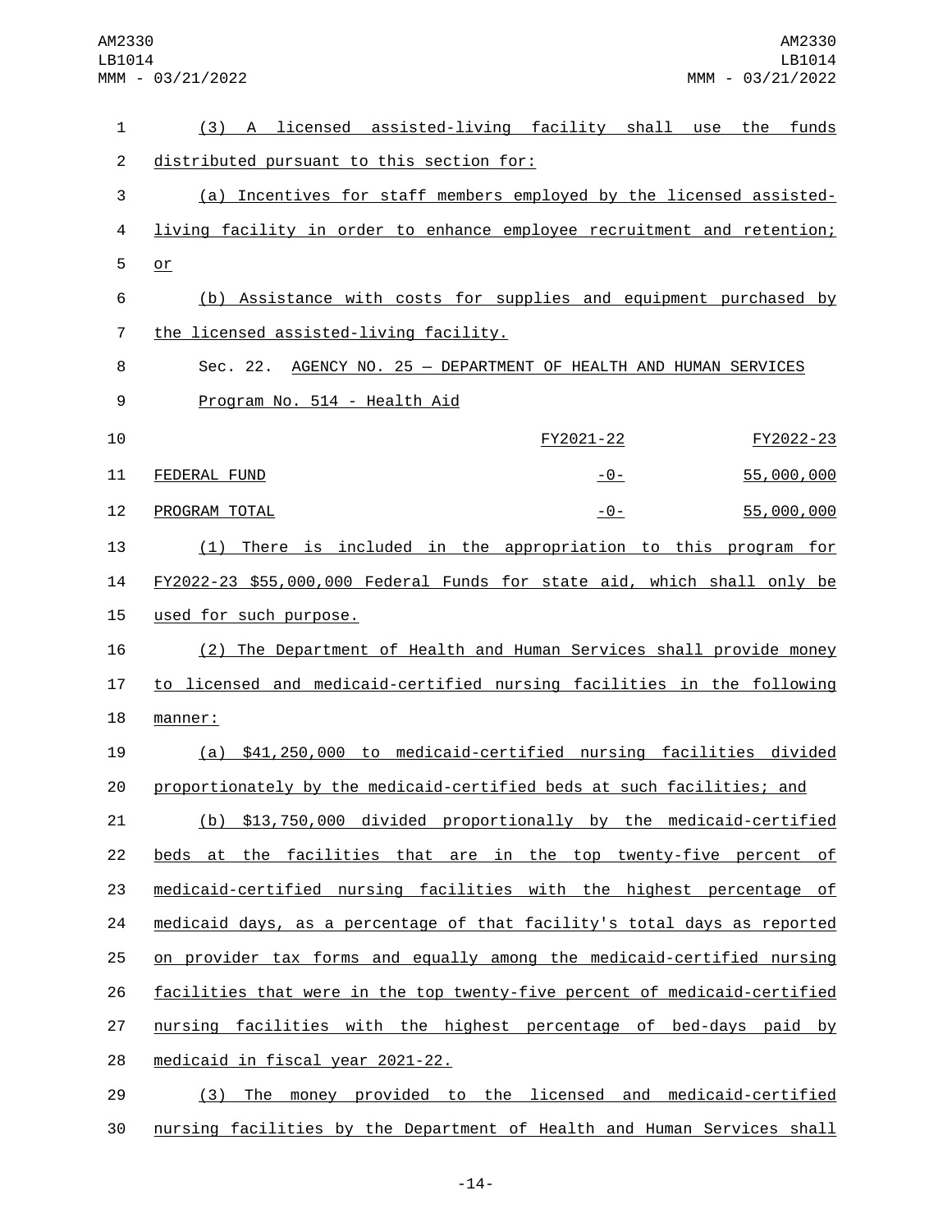(3) A licensed assisted-living facility shall use the funds distributed pursuant to this section for:

(a) Incentives for staff members employed by the licensed assisted-living facility in order to enhance employee recruitment and retention; or

(b) Assistance with costs for supplies and equipment purchased by the licensed assisted-living facility.

Sec. 22. AGENCY NO. 25 — DEPARTMENT OF HEALTH AND HUMAN SERVICES

Program No. 514 - Health Aid

| | FY2021-22 | FY2022-23 |
|---|---|---|
| FEDERAL FUND | -0- | 55,000,000 |
| PROGRAM TOTAL | -0- | 55,000,000 |

(1) There is included in the appropriation to this program for FY2022-23 $55,000,000 Federal Funds for state aid, which shall only be used for such purpose.

(2) The Department of Health and Human Services shall provide money to licensed and medicaid-certified nursing facilities in the following manner:

(a) $41,250,000 to medicaid-certified nursing facilities divided proportionately by the medicaid-certified beds at such facilities; and

(b) $13,750,000 divided proportionally by the medicaid-certified beds at the facilities that are in the top twenty-five percent of medicaid-certified nursing facilities with the highest percentage of medicaid days, as a percentage of that facility's total days as reported on provider tax forms and equally among the medicaid-certified nursing facilities that were in the top twenty-five percent of medicaid-certified nursing facilities with the highest percentage of bed-days paid by medicaid in fiscal year 2021-22.

(3) The money provided to the licensed and medicaid-certified nursing facilities by the Department of Health and Human Services shall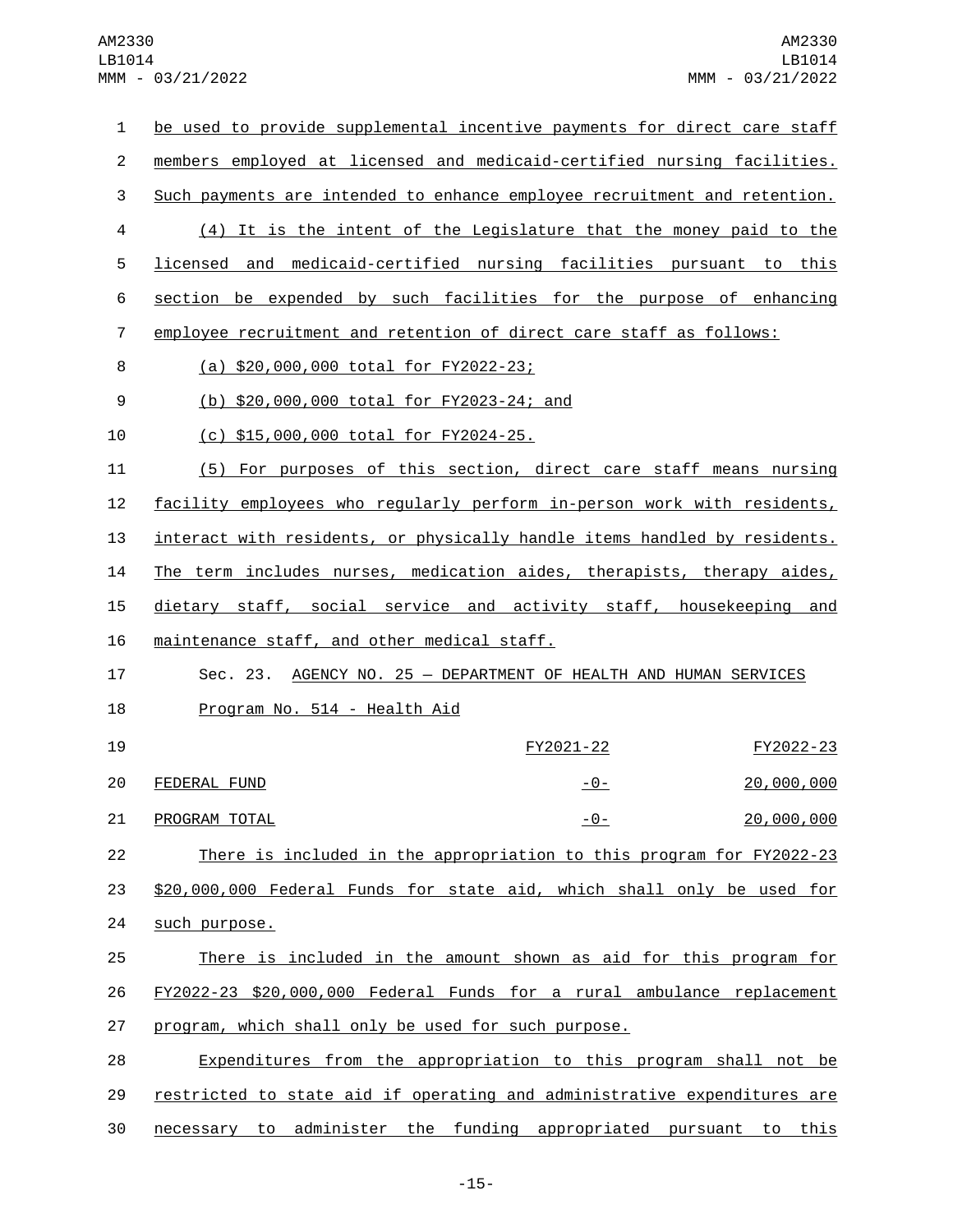be used to provide supplemental incentive payments for direct care staff members employed at licensed and medicaid-certified nursing facilities. Such payments are intended to enhance employee recruitment and retention.

(4) It is the intent of the Legislature that the money paid to the licensed and medicaid-certified nursing facilities pursuant to this section be expended by such facilities for the purpose of enhancing employee recruitment and retention of direct care staff as follows:

(a) $20,000,000 total for FY2022-23;

(b) $20,000,000 total for FY2023-24; and

(c) $15,000,000 total for FY2024-25.

(5) For purposes of this section, direct care staff means nursing facility employees who regularly perform in-person work with residents, interact with residents, or physically handle items handled by residents. The term includes nurses, medication aides, therapists, therapy aides, dietary staff, social service and activity staff, housekeeping and maintenance staff, and other medical staff.

Sec. 23. AGENCY NO. 25 — DEPARTMENT OF HEALTH AND HUMAN SERVICES

Program No. 514 - Health Aid

| | FY2021-22 | FY2022-23 |
|---|---|---|
| FEDERAL FUND | -0- | 20,000,000 |
| PROGRAM TOTAL | -0- | 20,000,000 |

There is included in the appropriation to this program for FY2022-23 $20,000,000 Federal Funds for state aid, which shall only be used for such purpose.

There is included in the amount shown as aid for this program for FY2022-23 $20,000,000 Federal Funds for a rural ambulance replacement program, which shall only be used for such purpose.

Expenditures from the appropriation to this program shall not be restricted to state aid if operating and administrative expenditures are necessary to administer the funding appropriated pursuant to this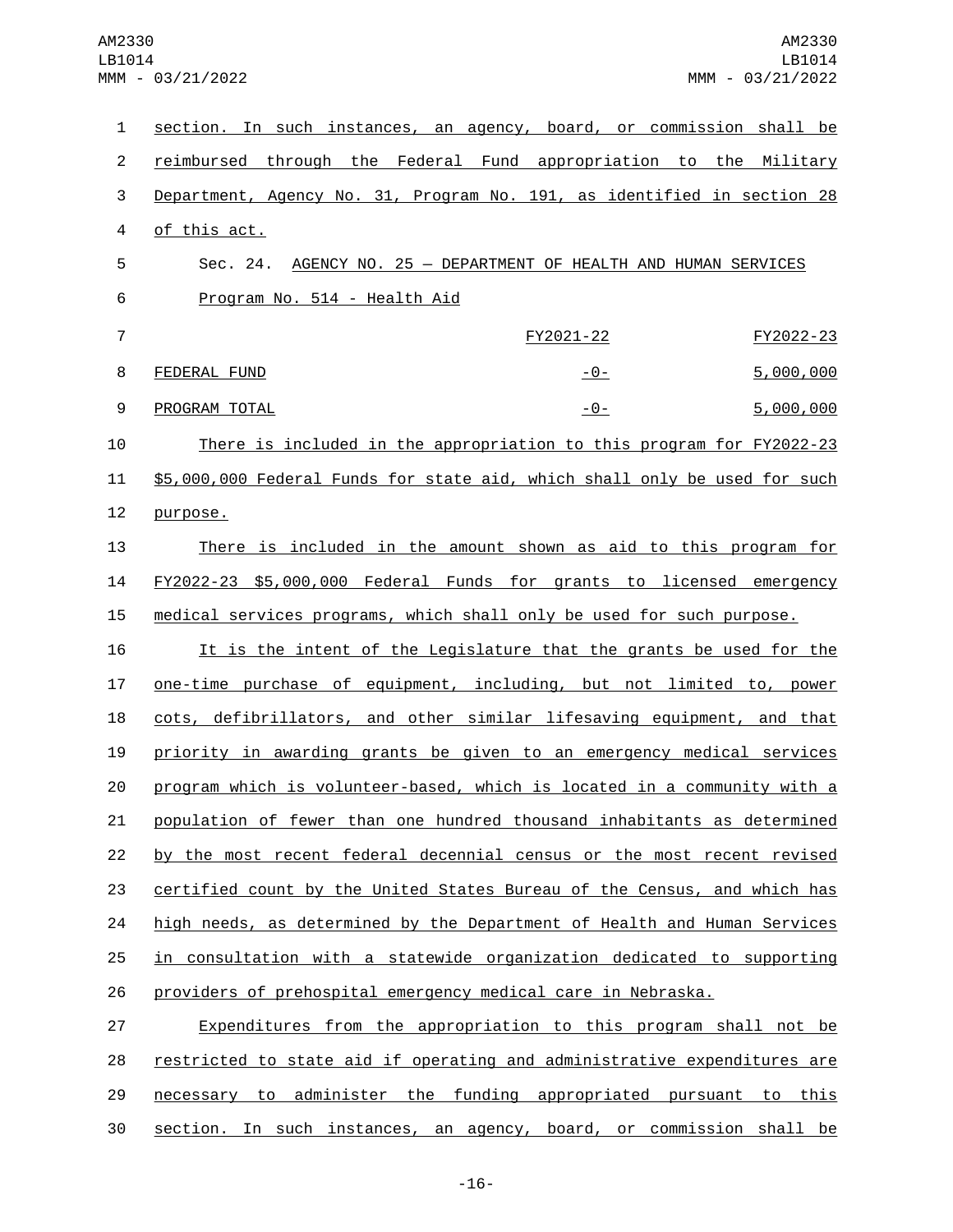section. In such instances, an agency, board, or commission shall be reimbursed through the Federal Fund appropriation to the Military Department, Agency No. 31, Program No. 191, as identified in section 28 of this act.

Sec. 24. AGENCY NO. 25 — DEPARTMENT OF HEALTH AND HUMAN SERVICES

Program No. 514 - Health Aid

| | FY2021-22 | FY2022-23 |
|---|---|---|
| FEDERAL FUND | -0- | 5,000,000 |
| PROGRAM TOTAL | -0- | 5,000,000 |

There is included in the appropriation to this program for FY2022-23 $5,000,000 Federal Funds for state aid, which shall only be used for such purpose.

There is included in the amount shown as aid to this program for FY2022-23 $5,000,000 Federal Funds for grants to licensed emergency medical services programs, which shall only be used for such purpose.

It is the intent of the Legislature that the grants be used for the one-time purchase of equipment, including, but not limited to, power cots, defibrillators, and other similar lifesaving equipment, and that priority in awarding grants be given to an emergency medical services program which is volunteer-based, which is located in a community with a population of fewer than one hundred thousand inhabitants as determined by the most recent federal decennial census or the most recent revised certified count by the United States Bureau of the Census, and which has high needs, as determined by the Department of Health and Human Services in consultation with a statewide organization dedicated to supporting providers of prehospital emergency medical care in Nebraska.

Expenditures from the appropriation to this program shall not be restricted to state aid if operating and administrative expenditures are necessary to administer the funding appropriated pursuant to this section. In such instances, an agency, board, or commission shall be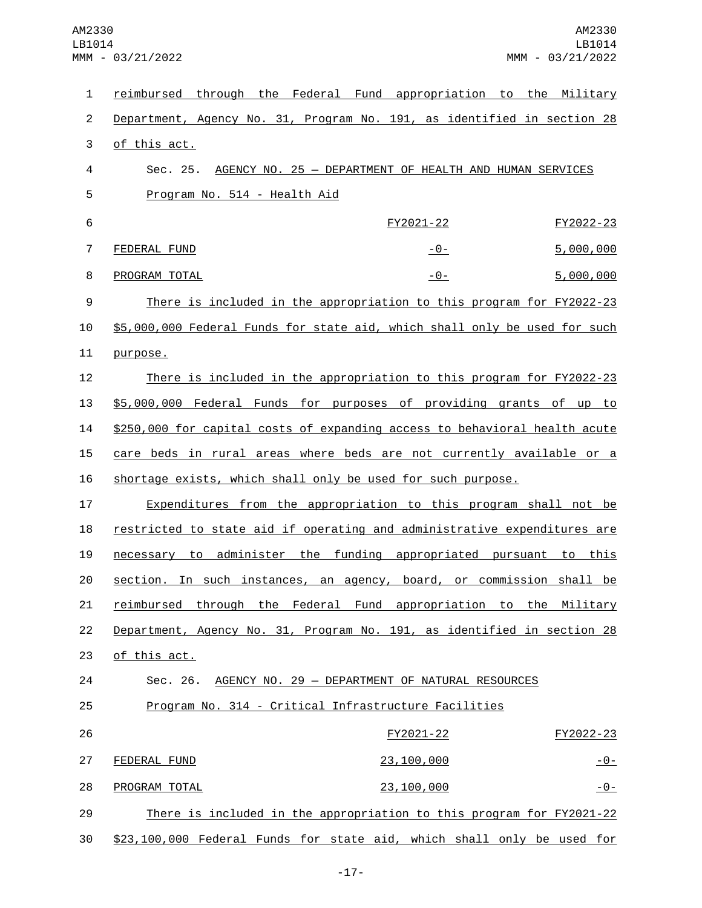reimbursed through the Federal Fund appropriation to the Military Department, Agency No. 31, Program No. 191, as identified in section 28 of this act.

Sec. 25. AGENCY NO. 25 — DEPARTMENT OF HEALTH AND HUMAN SERVICES

Program No. 514 - Health Aid

| | FY2021-22 | FY2022-23 |
|---|---|---|
| FEDERAL FUND | -0- | 5,000,000 |
| PROGRAM TOTAL | -0- | 5,000,000 |

There is included in the appropriation to this program for FY2022-23 $5,000,000 Federal Funds for state aid, which shall only be used for such purpose.

There is included in the appropriation to this program for FY2022-23 $5,000,000 Federal Funds for purposes of providing grants of up to $250,000 for capital costs of expanding access to behavioral health acute care beds in rural areas where beds are not currently available or a shortage exists, which shall only be used for such purpose.

Expenditures from the appropriation to this program shall not be restricted to state aid if operating and administrative expenditures are necessary to administer the funding appropriated pursuant to this section. In such instances, an agency, board, or commission shall be reimbursed through the Federal Fund appropriation to the Military Department, Agency No. 31, Program No. 191, as identified in section 28 of this act.

Sec. 26. AGENCY NO. 29 — DEPARTMENT OF NATURAL RESOURCES

Program No. 314 - Critical Infrastructure Facilities

| | FY2021-22 | FY2022-23 |
|---|---|---|
| FEDERAL FUND | 23,100,000 | -0- |
| PROGRAM TOTAL | 23,100,000 | -0- |

There is included in the appropriation to this program for FY2021-22 $23,100,000 Federal Funds for state aid, which shall only be used for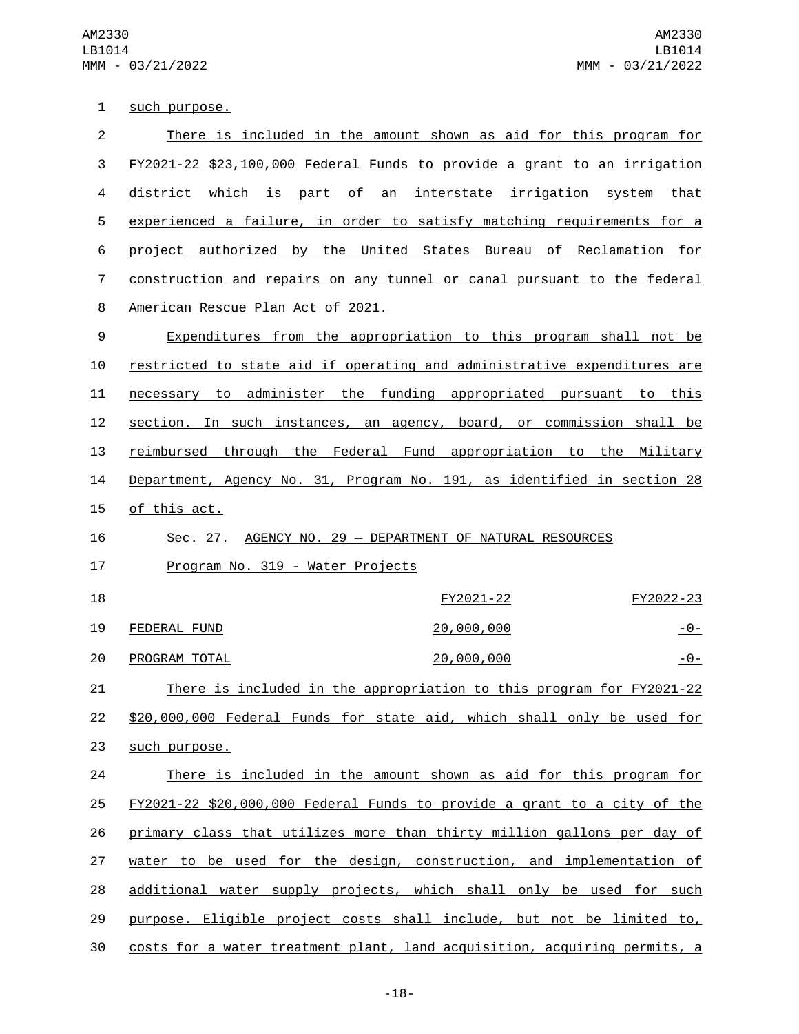such purpose.

There is included in the amount shown as aid for this program for FY2021-22 $23,100,000 Federal Funds to provide a grant to an irrigation district which is part of an interstate irrigation system that experienced a failure, in order to satisfy matching requirements for a project authorized by the United States Bureau of Reclamation for construction and repairs on any tunnel or canal pursuant to the federal American Rescue Plan Act of 2021.

Expenditures from the appropriation to this program shall not be restricted to state aid if operating and administrative expenditures are necessary to administer the funding appropriated pursuant to this section. In such instances, an agency, board, or commission shall be reimbursed through the Federal Fund appropriation to the Military Department, Agency No. 31, Program No. 191, as identified in section 28 of this act.

Sec. 27. AGENCY NO. 29 — DEPARTMENT OF NATURAL RESOURCES

Program No. 319 - Water Projects

| | FY2021-22 | FY2022-23 |
|---|---|---|
| FEDERAL FUND | 20,000,000 | -0- |
| PROGRAM TOTAL | 20,000,000 | -0- |

There is included in the appropriation to this program for FY2021-22 $20,000,000 Federal Funds for state aid, which shall only be used for such purpose.

There is included in the amount shown as aid for this program for FY2021-22 $20,000,000 Federal Funds to provide a grant to a city of the primary class that utilizes more than thirty million gallons per day of water to be used for the design, construction, and implementation of additional water supply projects, which shall only be used for such purpose. Eligible project costs shall include, but not be limited to, costs for a water treatment plant, land acquisition, acquiring permits, a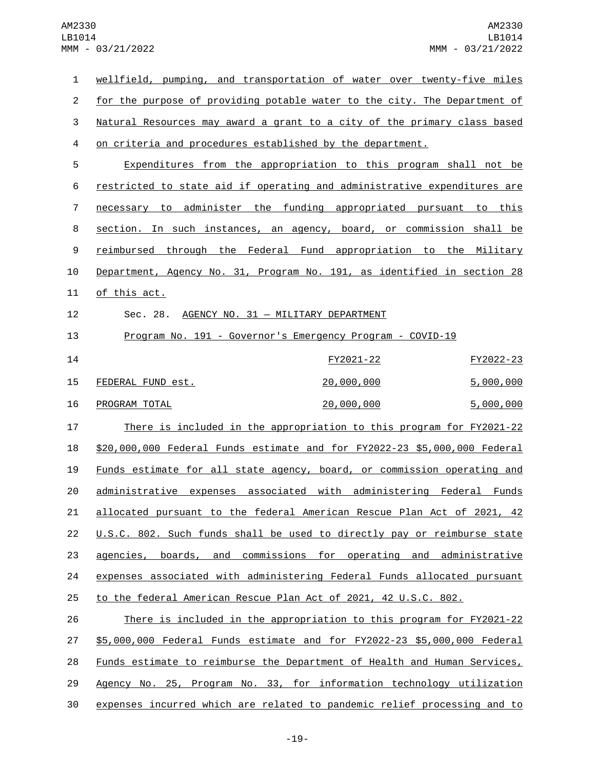wellfield, pumping, and transportation of water over twenty-five miles for the purpose of providing potable water to the city. The Department of Natural Resources may award a grant to a city of the primary class based on criteria and procedures established by the department.

Expenditures from the appropriation to this program shall not be restricted to state aid if operating and administrative expenditures are necessary to administer the funding appropriated pursuant to this section. In such instances, an agency, board, or commission shall be reimbursed through the Federal Fund appropriation to the Military Department, Agency No. 31, Program No. 191, as identified in section 28 of this act.

Sec. 28. AGENCY NO. 31 — MILITARY DEPARTMENT

Program No. 191 - Governor's Emergency Program - COVID-19

| | FY2021-22 | FY2022-23 |
|---|---|---|
| FEDERAL FUND est. | 20,000,000 | 5,000,000 |
| PROGRAM TOTAL | 20,000,000 | 5,000,000 |

There is included in the appropriation to this program for FY2021-22 $20,000,000 Federal Funds estimate and for FY2022-23 $5,000,000 Federal Funds estimate for all state agency, board, or commission operating and administrative expenses associated with administering Federal Funds allocated pursuant to the federal American Rescue Plan Act of 2021, 42 U.S.C. 802. Such funds shall be used to directly pay or reimburse state agencies, boards, and commissions for operating and administrative expenses associated with administering Federal Funds allocated pursuant to the federal American Rescue Plan Act of 2021, 42 U.S.C. 802.

There is included in the appropriation to this program for FY2021-22 $5,000,000 Federal Funds estimate and for FY2022-23 $5,000,000 Federal Funds estimate to reimburse the Department of Health and Human Services, Agency No. 25, Program No. 33, for information technology utilization expenses incurred which are related to pandemic relief processing and to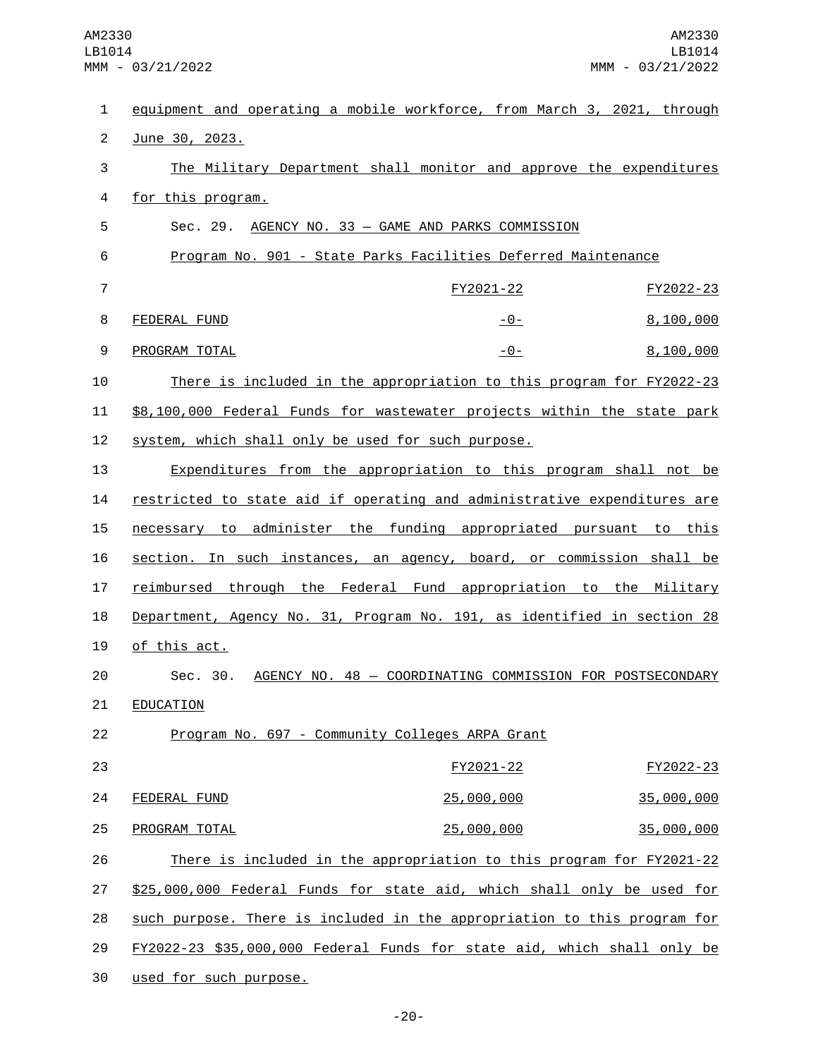equipment and operating a mobile workforce, from March 3, 2021, through June 30, 2023.

The Military Department shall monitor and approve the expenditures for this program.

Sec. 29. AGENCY NO. 33 — GAME AND PARKS COMMISSION

Program No. 901 - State Parks Facilities Deferred Maintenance

| | FY2021-22 | FY2022-23 |
|---|---|---|
| FEDERAL FUND | -0- | 8,100,000 |
| PROGRAM TOTAL | -0- | 8,100,000 |

There is included in the appropriation to this program for FY2022-23 $8,100,000 Federal Funds for wastewater projects within the state park system, which shall only be used for such purpose.

Expenditures from the appropriation to this program shall not be restricted to state aid if operating and administrative expenditures are necessary to administer the funding appropriated pursuant to this section. In such instances, an agency, board, or commission shall be reimbursed through the Federal Fund appropriation to the Military Department, Agency No. 31, Program No. 191, as identified in section 28 of this act.

Sec. 30. AGENCY NO. 48 — COORDINATING COMMISSION FOR POSTSECONDARY EDUCATION

Program No. 697 - Community Colleges ARPA Grant

| | FY2021-22 | FY2022-23 |
|---|---|---|
| FEDERAL FUND | 25,000,000 | 35,000,000 |
| PROGRAM TOTAL | 25,000,000 | 35,000,000 |

There is included in the appropriation to this program for FY2021-22 $25,000,000 Federal Funds for state aid, which shall only be used for such purpose. There is included in the appropriation to this program for FY2022-23 $35,000,000 Federal Funds for state aid, which shall only be used for such purpose.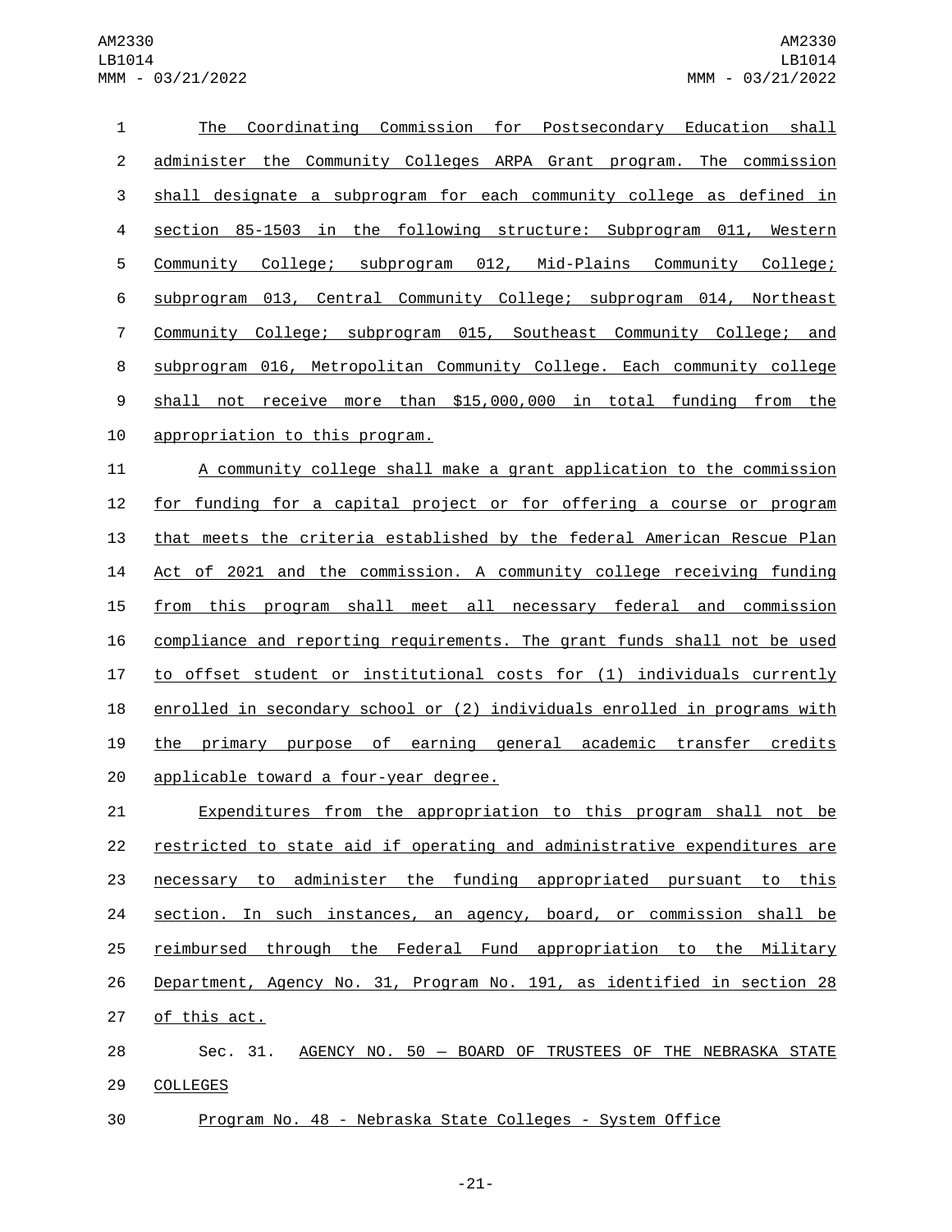The Coordinating Commission for Postsecondary Education shall administer the Community Colleges ARPA Grant program. The commission shall designate a subprogram for each community college as defined in section 85-1503 in the following structure: Subprogram 011, Western Community College; subprogram 012, Mid-Plains Community College; subprogram 013, Central Community College; subprogram 014, Northeast Community College; subprogram 015, Southeast Community College; and subprogram 016, Metropolitan Community College. Each community college shall not receive more than $15,000,000 in total funding from the appropriation to this program.

A community college shall make a grant application to the commission for funding for a capital project or for offering a course or program that meets the criteria established by the federal American Rescue Plan Act of 2021 and the commission. A community college receiving funding from this program shall meet all necessary federal and commission compliance and reporting requirements. The grant funds shall not be used to offset student or institutional costs for (1) individuals currently enrolled in secondary school or (2) individuals enrolled in programs with the primary purpose of earning general academic transfer credits applicable toward a four-year degree.

Expenditures from the appropriation to this program shall not be restricted to state aid if operating and administrative expenditures are necessary to administer the funding appropriated pursuant to this section. In such instances, an agency, board, or commission shall be reimbursed through the Federal Fund appropriation to the Military Department, Agency No. 31, Program No. 191, as identified in section 28 of this act.

Sec. 31. AGENCY NO. 50 — BOARD OF TRUSTEES OF THE NEBRASKA STATE COLLEGES

Program No. 48 - Nebraska State Colleges - System Office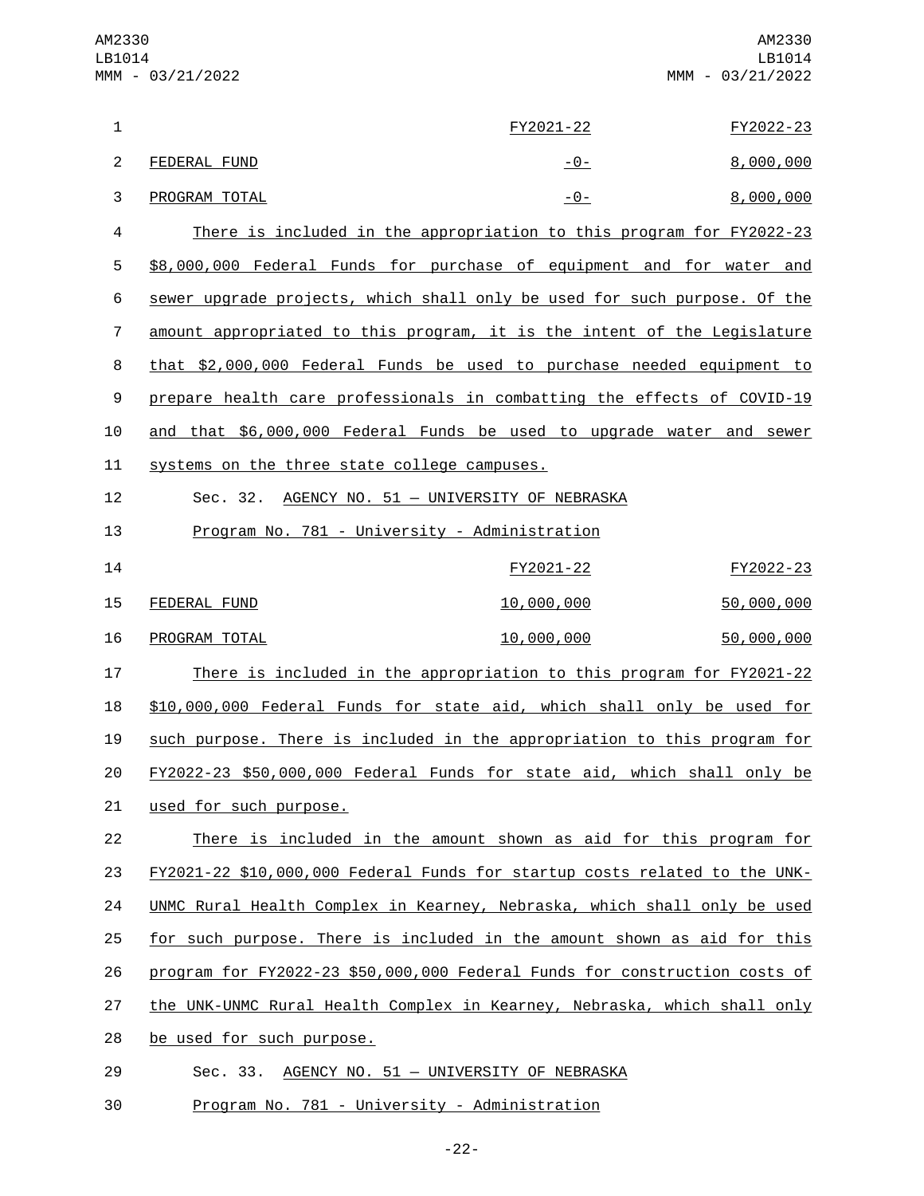| | FY2021-22 | FY2022-23 |
|---|---|---|
| FEDERAL FUND | -0- | 8,000,000 |
| PROGRAM TOTAL | -0- | 8,000,000 |

There is included in the appropriation to this program for FY2022-23 $8,000,000 Federal Funds for purchase of equipment and for water and sewer upgrade projects, which shall only be used for such purpose. Of the amount appropriated to this program, it is the intent of the Legislature that $2,000,000 Federal Funds be used to purchase needed equipment to prepare health care professionals in combatting the effects of COVID-19 and that $6,000,000 Federal Funds be used to upgrade water and sewer systems on the three state college campuses.

Sec. 32. AGENCY NO. 51 — UNIVERSITY OF NEBRASKA

Program No. 781 - University - Administration

| | FY2021-22 | FY2022-23 |
|---|---|---|
| FEDERAL FUND | 10,000,000 | 50,000,000 |
| PROGRAM TOTAL | 10,000,000 | 50,000,000 |

There is included in the appropriation to this program for FY2021-22 $10,000,000 Federal Funds for state aid, which shall only be used for such purpose. There is included in the appropriation to this program for FY2022-23 $50,000,000 Federal Funds for state aid, which shall only be used for such purpose.

There is included in the amount shown as aid for this program for FY2021-22 $10,000,000 Federal Funds for startup costs related to the UNK-UNMC Rural Health Complex in Kearney, Nebraska, which shall only be used for such purpose. There is included in the amount shown as aid for this program for FY2022-23 $50,000,000 Federal Funds for construction costs of the UNK-UNMC Rural Health Complex in Kearney, Nebraska, which shall only be used for such purpose.

Sec. 33. AGENCY NO. 51 — UNIVERSITY OF NEBRASKA

Program No. 781 - University - Administration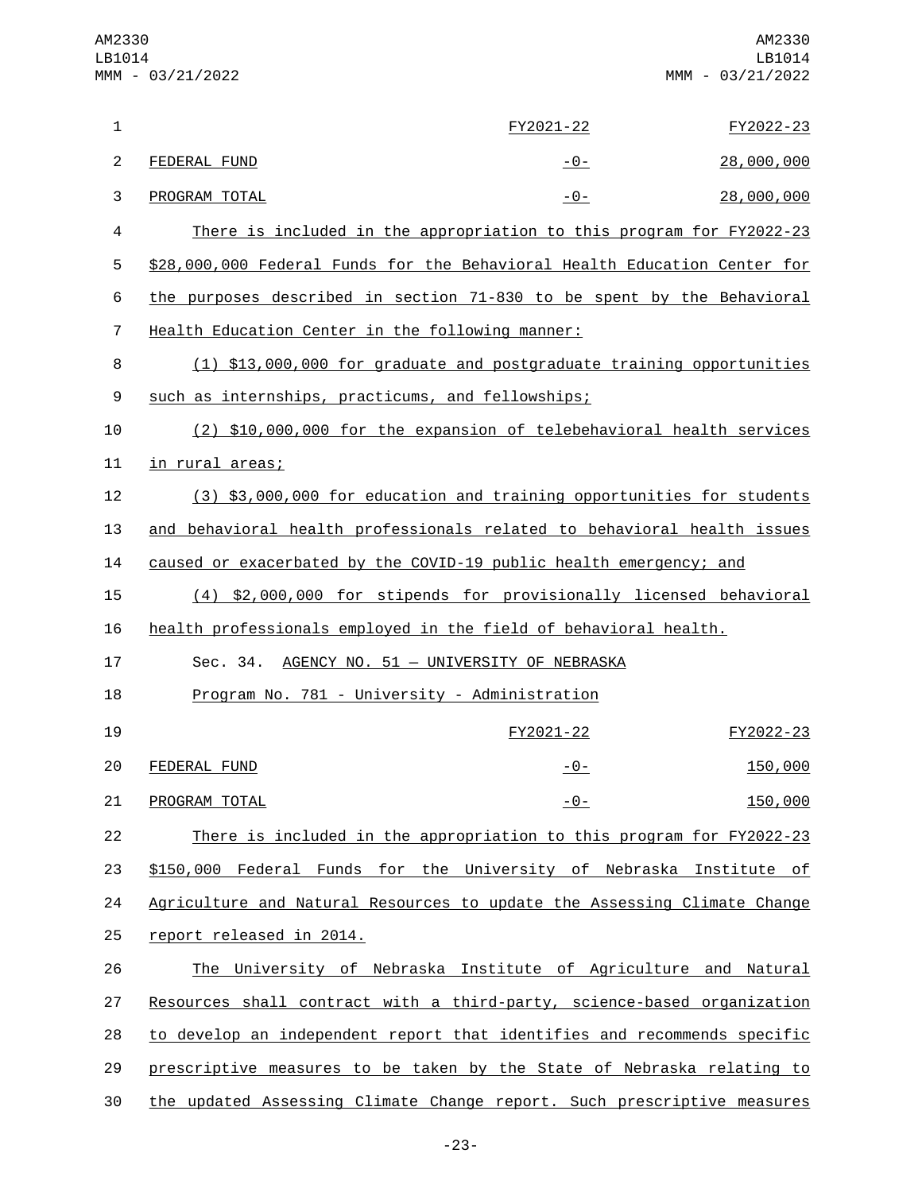| | FY2021-22 | FY2022-23 |
|---|---|---|
| FEDERAL FUND | -0- | 28,000,000 |
| PROGRAM TOTAL | -0- | 28,000,000 |

There is included in the appropriation to this program for FY2022-23 $28,000,000 Federal Funds for the Behavioral Health Education Center for the purposes described in section 71-830 to be spent by the Behavioral Health Education Center in the following manner:

(1) $13,000,000 for graduate and postgraduate training opportunities such as internships, practicums, and fellowships;

(2) $10,000,000 for the expansion of telebehavioral health services in rural areas;

(3) $3,000,000 for education and training opportunities for students and behavioral health professionals related to behavioral health issues caused or exacerbated by the COVID-19 public health emergency; and

(4) $2,000,000 for stipends for provisionally licensed behavioral health professionals employed in the field of behavioral health.

Sec. 34. AGENCY NO. 51 — UNIVERSITY OF NEBRASKA

Program No. 781 - University - Administration

| | FY2021-22 | FY2022-23 |
|---|---|---|
| FEDERAL FUND | -0- | 150,000 |
| PROGRAM TOTAL | -0- | 150,000 |

There is included in the appropriation to this program for FY2022-23 $150,000 Federal Funds for the University of Nebraska Institute of Agriculture and Natural Resources to update the Assessing Climate Change report released in 2014.

The University of Nebraska Institute of Agriculture and Natural Resources shall contract with a third-party, science-based organization to develop an independent report that identifies and recommends specific prescriptive measures to be taken by the State of Nebraska relating to the updated Assessing Climate Change report. Such prescriptive measures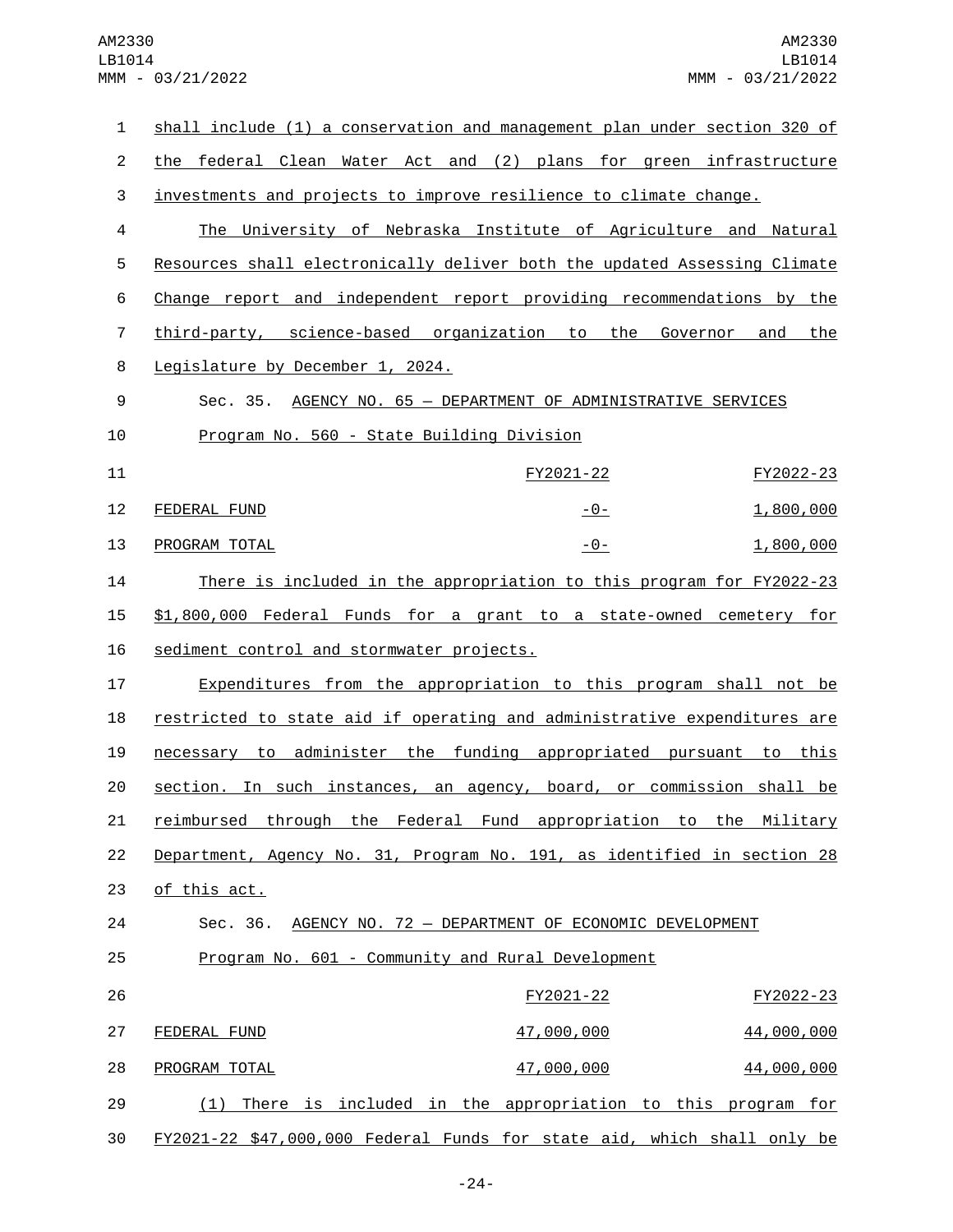shall include (1) a conservation and management plan under section 320 of the federal Clean Water Act and (2) plans for green infrastructure investments and projects to improve resilience to climate change.

The University of Nebraska Institute of Agriculture and Natural Resources shall electronically deliver both the updated Assessing Climate Change report and independent report providing recommendations by the third-party, science-based organization to the Governor and the Legislature by December 1, 2024.

Sec. 35. AGENCY NO. 65 — DEPARTMENT OF ADMINISTRATIVE SERVICES

Program No. 560 - State Building Division

| | FY2021-22 | FY2022-23 |
|---|---|---|
| FEDERAL FUND | -0- | 1,800,000 |
| PROGRAM TOTAL | -0- | 1,800,000 |

There is included in the appropriation to this program for FY2022-23 $1,800,000 Federal Funds for a grant to a state-owned cemetery for sediment control and stormwater projects.

Expenditures from the appropriation to this program shall not be restricted to state aid if operating and administrative expenditures are necessary to administer the funding appropriated pursuant to this section. In such instances, an agency, board, or commission shall be reimbursed through the Federal Fund appropriation to the Military Department, Agency No. 31, Program No. 191, as identified in section 28 of this act.

Sec. 36. AGENCY NO. 72 — DEPARTMENT OF ECONOMIC DEVELOPMENT

Program No. 601 - Community and Rural Development

| | FY2021-22 | FY2022-23 |
|---|---|---|
| FEDERAL FUND | 47,000,000 | 44,000,000 |
| PROGRAM TOTAL | 47,000,000 | 44,000,000 |

(1) There is included in the appropriation to this program for FY2021-22 $47,000,000 Federal Funds for state aid, which shall only be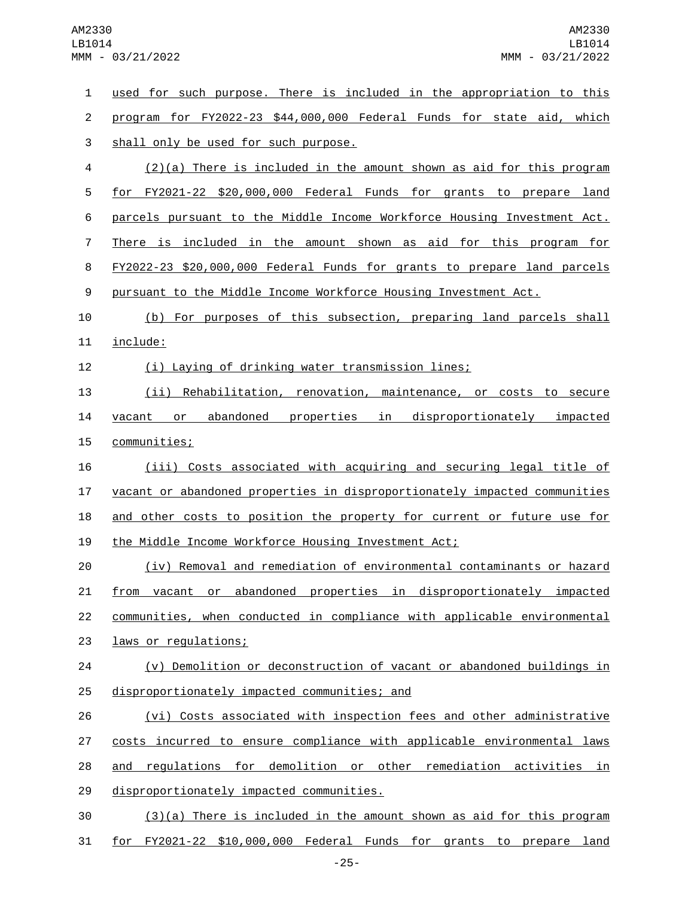used for such purpose. There is included in the appropriation to this program for FY2022-23 $44,000,000 Federal Funds for state aid, which shall only be used for such purpose.

(2)(a) There is included in the amount shown as aid for this program for FY2021-22 $20,000,000 Federal Funds for grants to prepare land parcels pursuant to the Middle Income Workforce Housing Investment Act. There is included in the amount shown as aid for this program for FY2022-23 $20,000,000 Federal Funds for grants to prepare land parcels pursuant to the Middle Income Workforce Housing Investment Act.

(b) For purposes of this subsection, preparing land parcels shall include:

(i) Laying of drinking water transmission lines;

(ii) Rehabilitation, renovation, maintenance, or costs to secure vacant or abandoned properties in disproportionately impacted communities;

(iii) Costs associated with acquiring and securing legal title of vacant or abandoned properties in disproportionately impacted communities and other costs to position the property for current or future use for the Middle Income Workforce Housing Investment Act;

(iv) Removal and remediation of environmental contaminants or hazard from vacant or abandoned properties in disproportionately impacted communities, when conducted in compliance with applicable environmental laws or regulations;

(v) Demolition or deconstruction of vacant or abandoned buildings in disproportionately impacted communities; and

(vi) Costs associated with inspection fees and other administrative costs incurred to ensure compliance with applicable environmental laws and regulations for demolition or other remediation activities in disproportionately impacted communities.

(3)(a) There is included in the amount shown as aid for this program for FY2021-22 $10,000,000 Federal Funds for grants to prepare land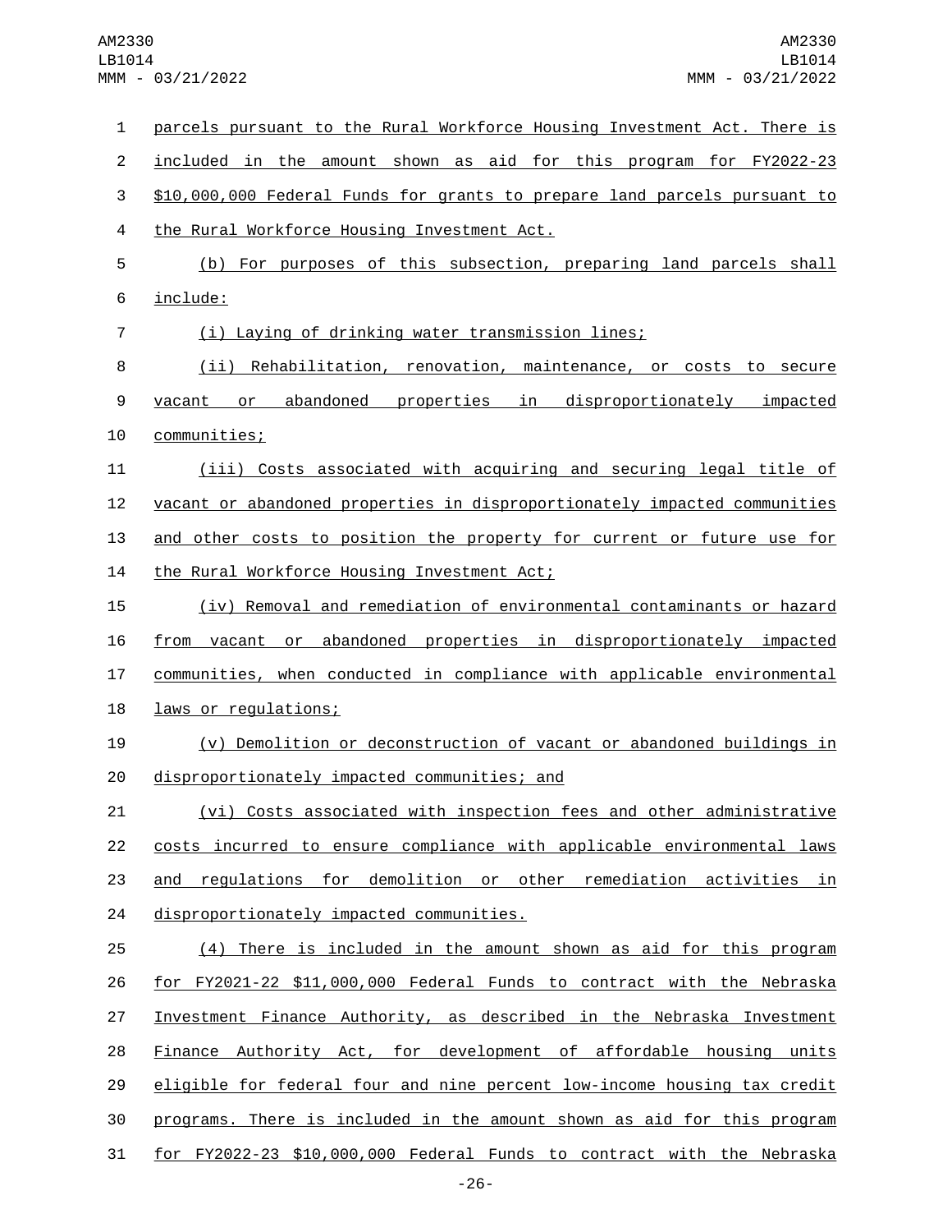parcels pursuant to the Rural Workforce Housing Investment Act. There is included in the amount shown as aid for this program for FY2022-23 $10,000,000 Federal Funds for grants to prepare land parcels pursuant to the Rural Workforce Housing Investment Act.

(b) For purposes of this subsection, preparing land parcels shall include:

(i) Laying of drinking water transmission lines;

(ii) Rehabilitation, renovation, maintenance, or costs to secure vacant or abandoned properties in disproportionately impacted communities;

(iii) Costs associated with acquiring and securing legal title of vacant or abandoned properties in disproportionately impacted communities and other costs to position the property for current or future use for the Rural Workforce Housing Investment Act;

(iv) Removal and remediation of environmental contaminants or hazard from vacant or abandoned properties in disproportionately impacted communities, when conducted in compliance with applicable environmental laws or regulations;

(v) Demolition or deconstruction of vacant or abandoned buildings in disproportionately impacted communities; and

(vi) Costs associated with inspection fees and other administrative costs incurred to ensure compliance with applicable environmental laws and regulations for demolition or other remediation activities in disproportionately impacted communities.

(4) There is included in the amount shown as aid for this program for FY2021-22 $11,000,000 Federal Funds to contract with the Nebraska Investment Finance Authority, as described in the Nebraska Investment Finance Authority Act, for development of affordable housing units eligible for federal four and nine percent low-income housing tax credit programs. There is included in the amount shown as aid for this program for FY2022-23 $10,000,000 Federal Funds to contract with the Nebraska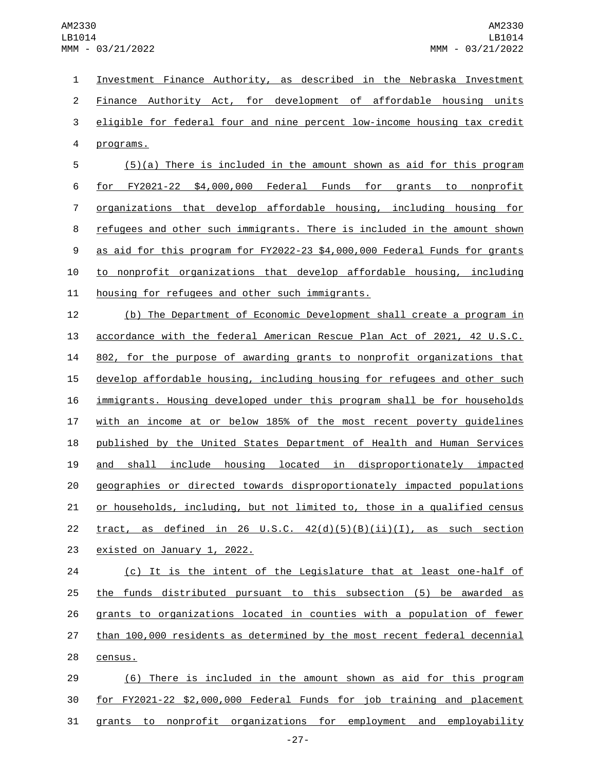Investment Finance Authority, as described in the Nebraska Investment Finance Authority Act, for development of affordable housing units eligible for federal four and nine percent low-income housing tax credit programs.

(5)(a) There is included in the amount shown as aid for this program for FY2021-22 $4,000,000 Federal Funds for grants to nonprofit organizations that develop affordable housing, including housing for refugees and other such immigrants. There is included in the amount shown as aid for this program for FY2022-23 $4,000,000 Federal Funds for grants to nonprofit organizations that develop affordable housing, including housing for refugees and other such immigrants.

(b) The Department of Economic Development shall create a program in accordance with the federal American Rescue Plan Act of 2021, 42 U.S.C. 802, for the purpose of awarding grants to nonprofit organizations that develop affordable housing, including housing for refugees and other such immigrants. Housing developed under this program shall be for households with an income at or below 185% of the most recent poverty guidelines published by the United States Department of Health and Human Services and shall include housing located in disproportionately impacted geographies or directed towards disproportionately impacted populations or households, including, but not limited to, those in a qualified census tract, as defined in 26 U.S.C. 42(d)(5)(B)(ii)(I), as such section existed on January 1, 2022.

(c) It is the intent of the Legislature that at least one-half of the funds distributed pursuant to this subsection (5) be awarded as grants to organizations located in counties with a population of fewer than 100,000 residents as determined by the most recent federal decennial census.

(6) There is included in the amount shown as aid for this program for FY2021-22 $2,000,000 Federal Funds for job training and placement grants to nonprofit organizations for employment and employability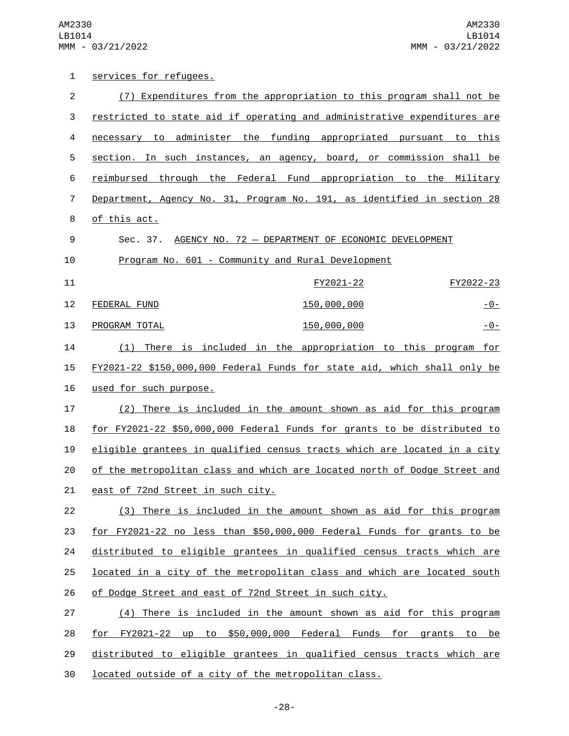services for refugees.

(7) Expenditures from the appropriation to this program shall not be restricted to state aid if operating and administrative expenditures are necessary to administer the funding appropriated pursuant to this section. In such instances, an agency, board, or commission shall be reimbursed through the Federal Fund appropriation to the Military Department, Agency No. 31, Program No. 191, as identified in section 28 of this act.

Sec. 37. AGENCY NO. 72 — DEPARTMENT OF ECONOMIC DEVELOPMENT

Program No. 601 - Community and Rural Development

| | FY2021-22 | FY2022-23 |
|---|---|---|
| FEDERAL FUND | 150,000,000 | -0- |
| PROGRAM TOTAL | 150,000,000 | -0- |

(1) There is included in the appropriation to this program for FY2021-22 $150,000,000 Federal Funds for state aid, which shall only be used for such purpose.

(2) There is included in the amount shown as aid for this program for FY2021-22 $50,000,000 Federal Funds for grants to be distributed to eligible grantees in qualified census tracts which are located in a city of the metropolitan class and which are located north of Dodge Street and east of 72nd Street in such city.

(3) There is included in the amount shown as aid for this program for FY2021-22 no less than $50,000,000 Federal Funds for grants to be distributed to eligible grantees in qualified census tracts which are located in a city of the metropolitan class and which are located south of Dodge Street and east of 72nd Street in such city.

(4) There is included in the amount shown as aid for this program for FY2021-22 up to $50,000,000 Federal Funds for grants to be distributed to eligible grantees in qualified census tracts which are located outside of a city of the metropolitan class.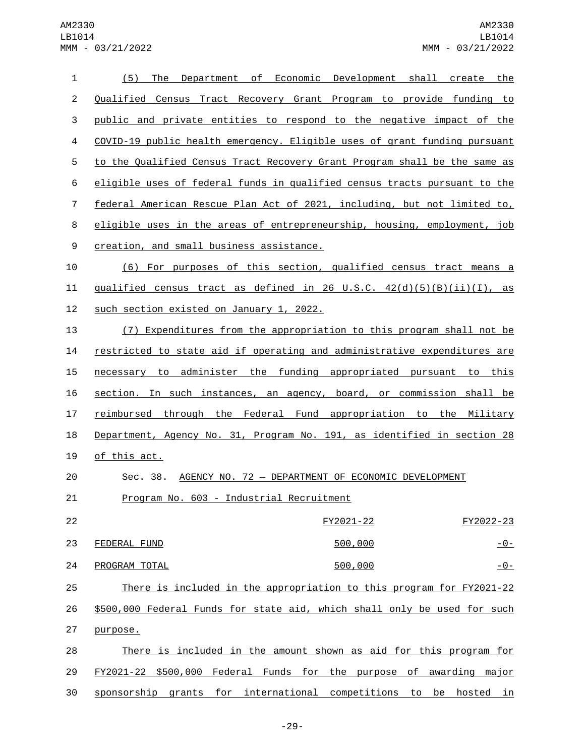(5) The Department of Economic Development shall create the Qualified Census Tract Recovery Grant Program to provide funding to public and private entities to respond to the negative impact of the COVID-19 public health emergency. Eligible uses of grant funding pursuant to the Qualified Census Tract Recovery Grant Program shall be the same as eligible uses of federal funds in qualified census tracts pursuant to the federal American Rescue Plan Act of 2021, including, but not limited to, eligible uses in the areas of entrepreneurship, housing, employment, job creation, and small business assistance.

(6) For purposes of this section, qualified census tract means a qualified census tract as defined in 26 U.S.C. 42(d)(5)(B)(ii)(I), as such section existed on January 1, 2022.

(7) Expenditures from the appropriation to this program shall not be restricted to state aid if operating and administrative expenditures are necessary to administer the funding appropriated pursuant to this section. In such instances, an agency, board, or commission shall be reimbursed through the Federal Fund appropriation to the Military Department, Agency No. 31, Program No. 191, as identified in section 28 of this act.

Sec. 38. AGENCY NO. 72 — DEPARTMENT OF ECONOMIC DEVELOPMENT

Program No. 603 - Industrial Recruitment

| | FY2021-22 | FY2022-23 |
|---|---|---|
| FEDERAL FUND | 500,000 | -0- |
| PROGRAM TOTAL | 500,000 | -0- |

There is included in the appropriation to this program for FY2021-22 $500,000 Federal Funds for state aid, which shall only be used for such purpose.

There is included in the amount shown as aid for this program for FY2021-22 $500,000 Federal Funds for the purpose of awarding major sponsorship grants for international competitions to be hosted in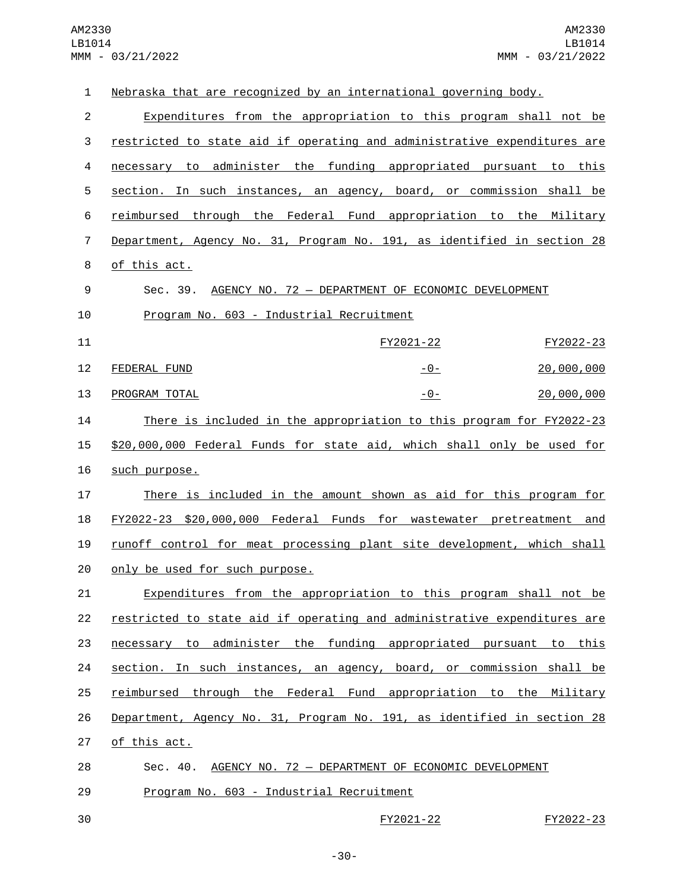Nebraska that are recognized by an international governing body.

Expenditures from the appropriation to this program shall not be restricted to state aid if operating and administrative expenditures are necessary to administer the funding appropriated pursuant to this section. In such instances, an agency, board, or commission shall be reimbursed through the Federal Fund appropriation to the Military Department, Agency No. 31, Program No. 191, as identified in section 28 of this act.

Sec. 39. AGENCY NO. 72 — DEPARTMENT OF ECONOMIC DEVELOPMENT

Program No. 603 - Industrial Recruitment

| | FY2021-22 | FY2022-23 |
|---|---|---|
| FEDERAL FUND | -0- | 20,000,000 |
| PROGRAM TOTAL | -0- | 20,000,000 |

There is included in the appropriation to this program for FY2022-23 $20,000,000 Federal Funds for state aid, which shall only be used for such purpose.

There is included in the amount shown as aid for this program for FY2022-23 $20,000,000 Federal Funds for wastewater pretreatment and runoff control for meat processing plant site development, which shall only be used for such purpose.

Expenditures from the appropriation to this program shall not be restricted to state aid if operating and administrative expenditures are necessary to administer the funding appropriated pursuant to this section. In such instances, an agency, board, or commission shall be reimbursed through the Federal Fund appropriation to the Military Department, Agency No. 31, Program No. 191, as identified in section 28 of this act.

Sec. 40. AGENCY NO. 72 — DEPARTMENT OF ECONOMIC DEVELOPMENT

Program No. 603 - Industrial Recruitment

| | FY2021-22 | FY2022-23 |
|---|---|---|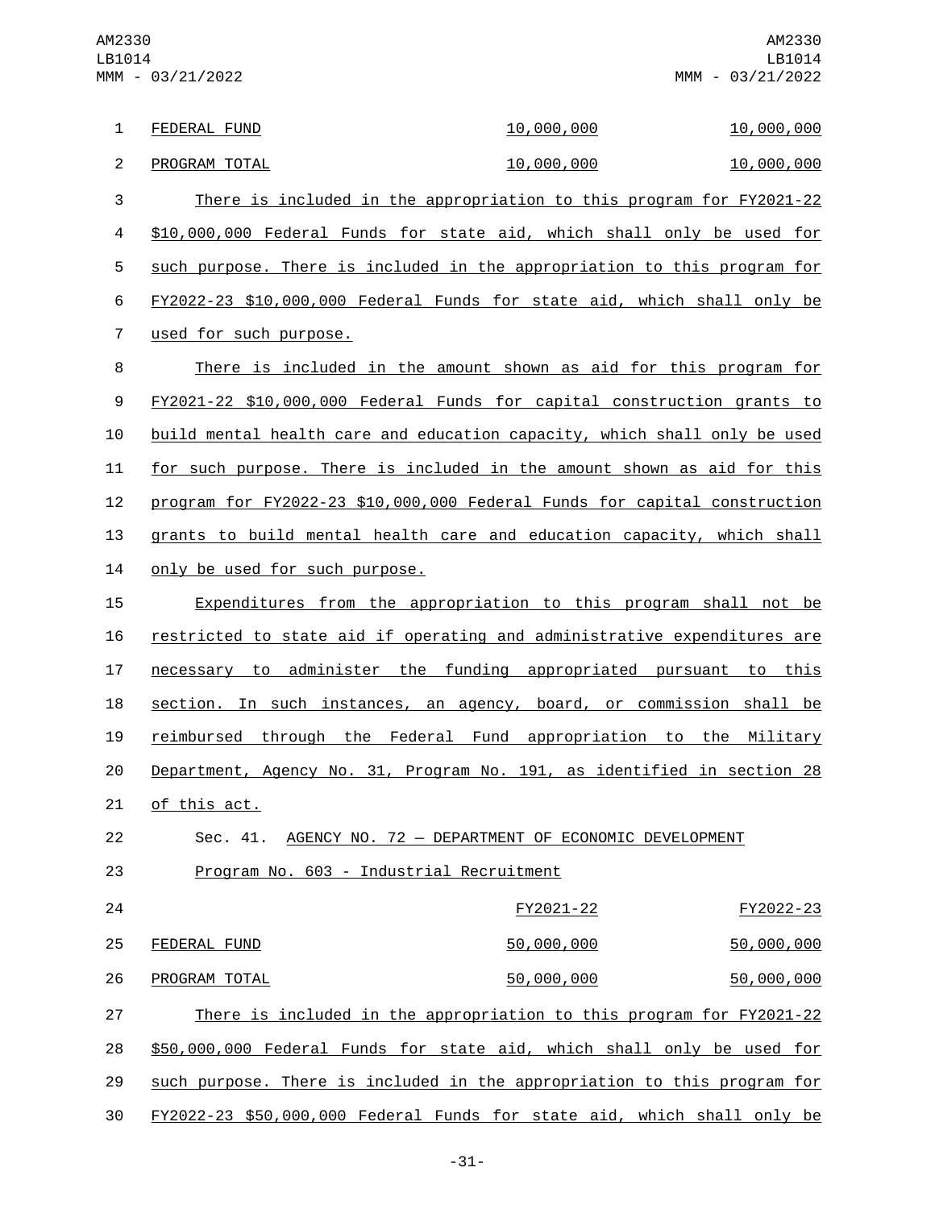| | FY2021-22 | FY2022-23 |
|---|---|---|
| FEDERAL FUND | 10,000,000 | 10,000,000 |
| PROGRAM TOTAL | 10,000,000 | 10,000,000 |

There is included in the appropriation to this program for FY2021-22 $10,000,000 Federal Funds for state aid, which shall only be used for such purpose. There is included in the appropriation to this program for FY2022-23 $10,000,000 Federal Funds for state aid, which shall only be used for such purpose.

There is included in the amount shown as aid for this program for FY2021-22 $10,000,000 Federal Funds for capital construction grants to build mental health care and education capacity, which shall only be used for such purpose. There is included in the amount shown as aid for this program for FY2022-23 $10,000,000 Federal Funds for capital construction grants to build mental health care and education capacity, which shall only be used for such purpose.

Expenditures from the appropriation to this program shall not be restricted to state aid if operating and administrative expenditures are necessary to administer the funding appropriated pursuant to this section. In such instances, an agency, board, or commission shall be reimbursed through the Federal Fund appropriation to the Military Department, Agency No. 31, Program No. 191, as identified in section 28 of this act.

Sec. 41. AGENCY NO. 72 — DEPARTMENT OF ECONOMIC DEVELOPMENT

Program No. 603 - Industrial Recruitment

| | FY2021-22 | FY2022-23 |
|---|---|---|
| FEDERAL FUND | 50,000,000 | 50,000,000 |
| PROGRAM TOTAL | 50,000,000 | 50,000,000 |

There is included in the appropriation to this program for FY2021-22 $50,000,000 Federal Funds for state aid, which shall only be used for such purpose. There is included in the appropriation to this program for FY2022-23 $50,000,000 Federal Funds for state aid, which shall only be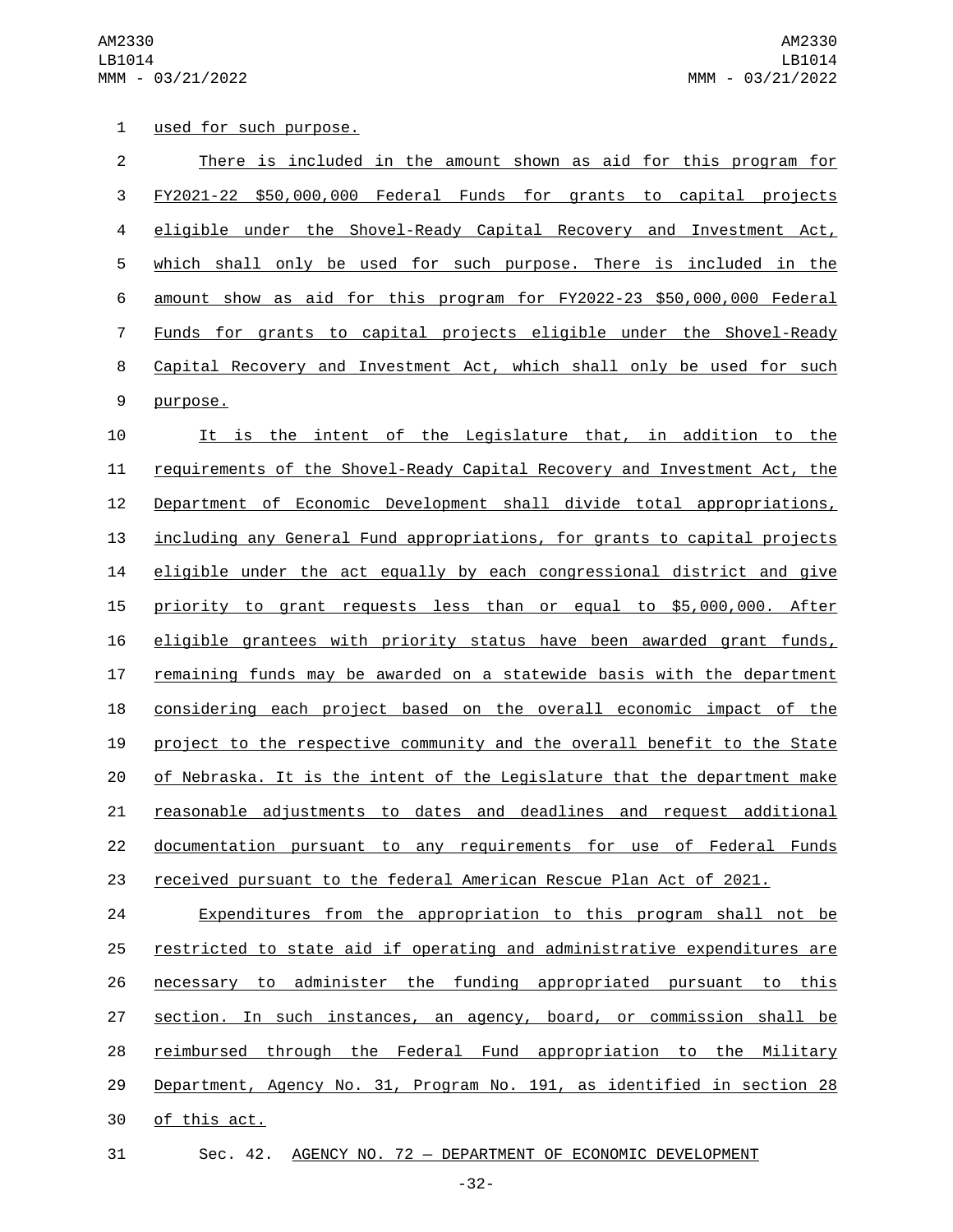used for such purpose.

There is included in the amount shown as aid for this program for FY2021-22 $50,000,000 Federal Funds for grants to capital projects eligible under the Shovel-Ready Capital Recovery and Investment Act, which shall only be used for such purpose. There is included in the amount show as aid for this program for FY2022-23 $50,000,000 Federal Funds for grants to capital projects eligible under the Shovel-Ready Capital Recovery and Investment Act, which shall only be used for such purpose.

It is the intent of the Legislature that, in addition to the requirements of the Shovel-Ready Capital Recovery and Investment Act, the Department of Economic Development shall divide total appropriations, including any General Fund appropriations, for grants to capital projects eligible under the act equally by each congressional district and give priority to grant requests less than or equal to $5,000,000. After eligible grantees with priority status have been awarded grant funds, remaining funds may be awarded on a statewide basis with the department considering each project based on the overall economic impact of the project to the respective community and the overall benefit to the State of Nebraska. It is the intent of the Legislature that the department make reasonable adjustments to dates and deadlines and request additional documentation pursuant to any requirements for use of Federal Funds received pursuant to the federal American Rescue Plan Act of 2021.

Expenditures from the appropriation to this program shall not be restricted to state aid if operating and administrative expenditures are necessary to administer the funding appropriated pursuant to this section. In such instances, an agency, board, or commission shall be reimbursed through the Federal Fund appropriation to the Military Department, Agency No. 31, Program No. 191, as identified in section 28 of this act.

Sec. 42. AGENCY NO. 72 — DEPARTMENT OF ECONOMIC DEVELOPMENT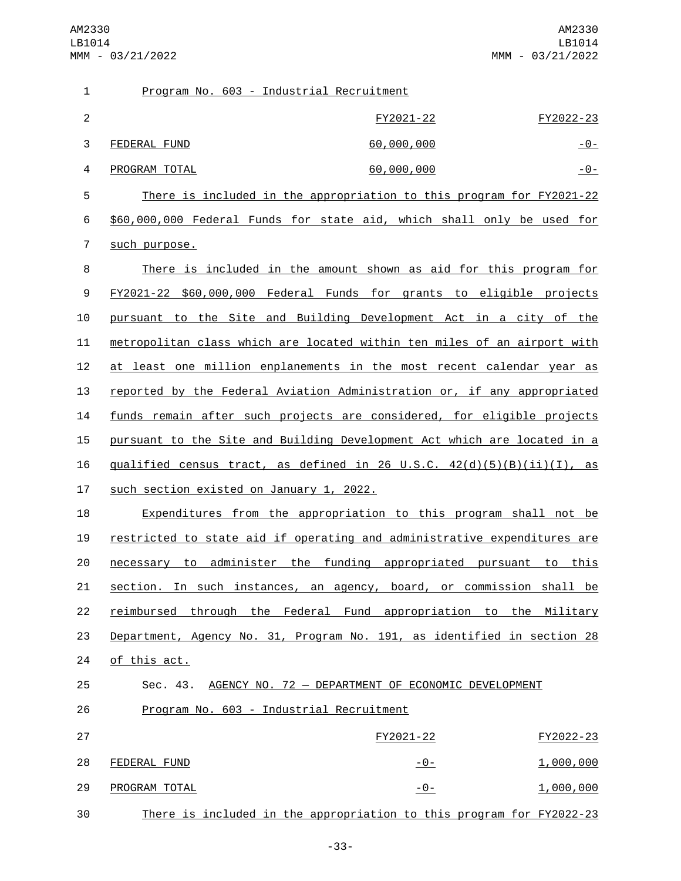Program No. 603 - Industrial Recruitment

| | FY2021-22 | FY2022-23 |
|---|---|---|
| FEDERAL FUND | 60,000,000 | -0- |
| PROGRAM TOTAL | 60,000,000 | -0- |

There is included in the appropriation to this program for FY2021-22 $60,000,000 Federal Funds for state aid, which shall only be used for such purpose.

There is included in the amount shown as aid for this program for FY2021-22 $60,000,000 Federal Funds for grants to eligible projects pursuant to the Site and Building Development Act in a city of the metropolitan class which are located within ten miles of an airport with at least one million enplanements in the most recent calendar year as reported by the Federal Aviation Administration or, if any appropriated funds remain after such projects are considered, for eligible projects pursuant to the Site and Building Development Act which are located in a qualified census tract, as defined in 26 U.S.C. 42(d)(5)(B)(ii)(I), as such section existed on January 1, 2022.

Expenditures from the appropriation to this program shall not be restricted to state aid if operating and administrative expenditures are necessary to administer the funding appropriated pursuant to this section. In such instances, an agency, board, or commission shall be reimbursed through the Federal Fund appropriation to the Military Department, Agency No. 31, Program No. 191, as identified in section 28 of this act.

Sec. 43. AGENCY NO. 72 — DEPARTMENT OF ECONOMIC DEVELOPMENT

Program No. 603 - Industrial Recruitment

| | FY2021-22 | FY2022-23 |
|---|---|---|
| FEDERAL FUND | -0- | 1,000,000 |
| PROGRAM TOTAL | -0- | 1,000,000 |

There is included in the appropriation to this program for FY2022-23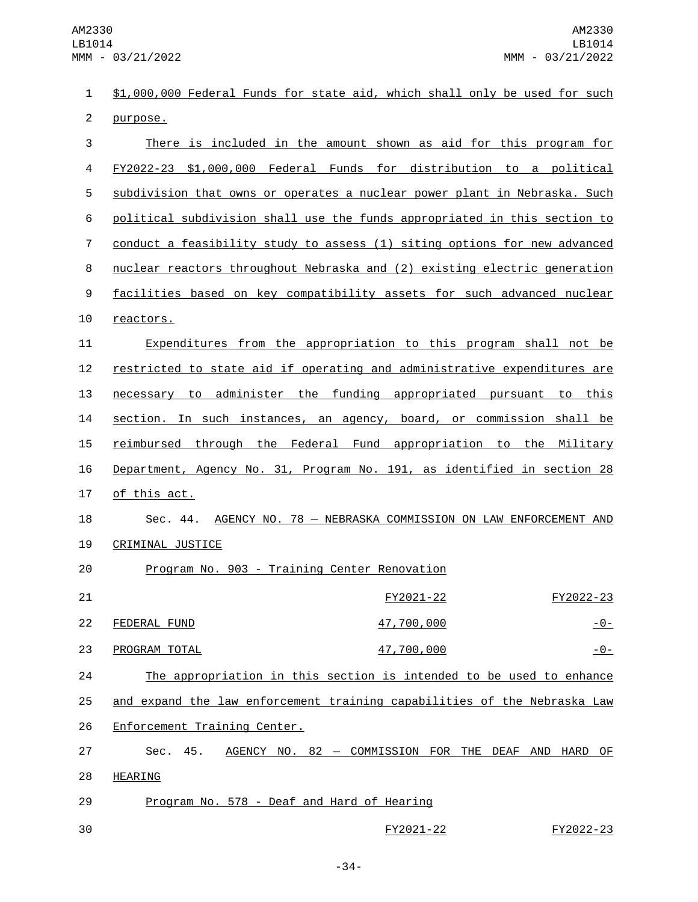$1,000,000 Federal Funds for state aid, which shall only be used for such purpose.

There is included in the amount shown as aid for this program for FY2022-23 $1,000,000 Federal Funds for distribution to a political subdivision that owns or operates a nuclear power plant in Nebraska. Such political subdivision shall use the funds appropriated in this section to conduct a feasibility study to assess (1) siting options for new advanced nuclear reactors throughout Nebraska and (2) existing electric generation facilities based on key compatibility assets for such advanced nuclear reactors.

Expenditures from the appropriation to this program shall not be restricted to state aid if operating and administrative expenditures are necessary to administer the funding appropriated pursuant to this section. In such instances, an agency, board, or commission shall be reimbursed through the Federal Fund appropriation to the Military Department, Agency No. 31, Program No. 191, as identified in section 28 of this act.

Sec. 44. AGENCY NO. 78 — NEBRASKA COMMISSION ON LAW ENFORCEMENT AND CRIMINAL JUSTICE

Program No. 903 - Training Center Renovation

| | FY2021-22 | FY2022-23 |
|---|---|---|
| FEDERAL FUND | 47,700,000 | -0- |
| PROGRAM TOTAL | 47,700,000 | -0- |

The appropriation in this section is intended to be used to enhance and expand the law enforcement training capabilities of the Nebraska Law Enforcement Training Center.

Sec. 45. AGENCY NO. 82 — COMMISSION FOR THE DEAF AND HARD OF HEARING

Program No. 578 - Deaf and Hard of Hearing

| | FY2021-22 | FY2022-23 |
|---|---|---|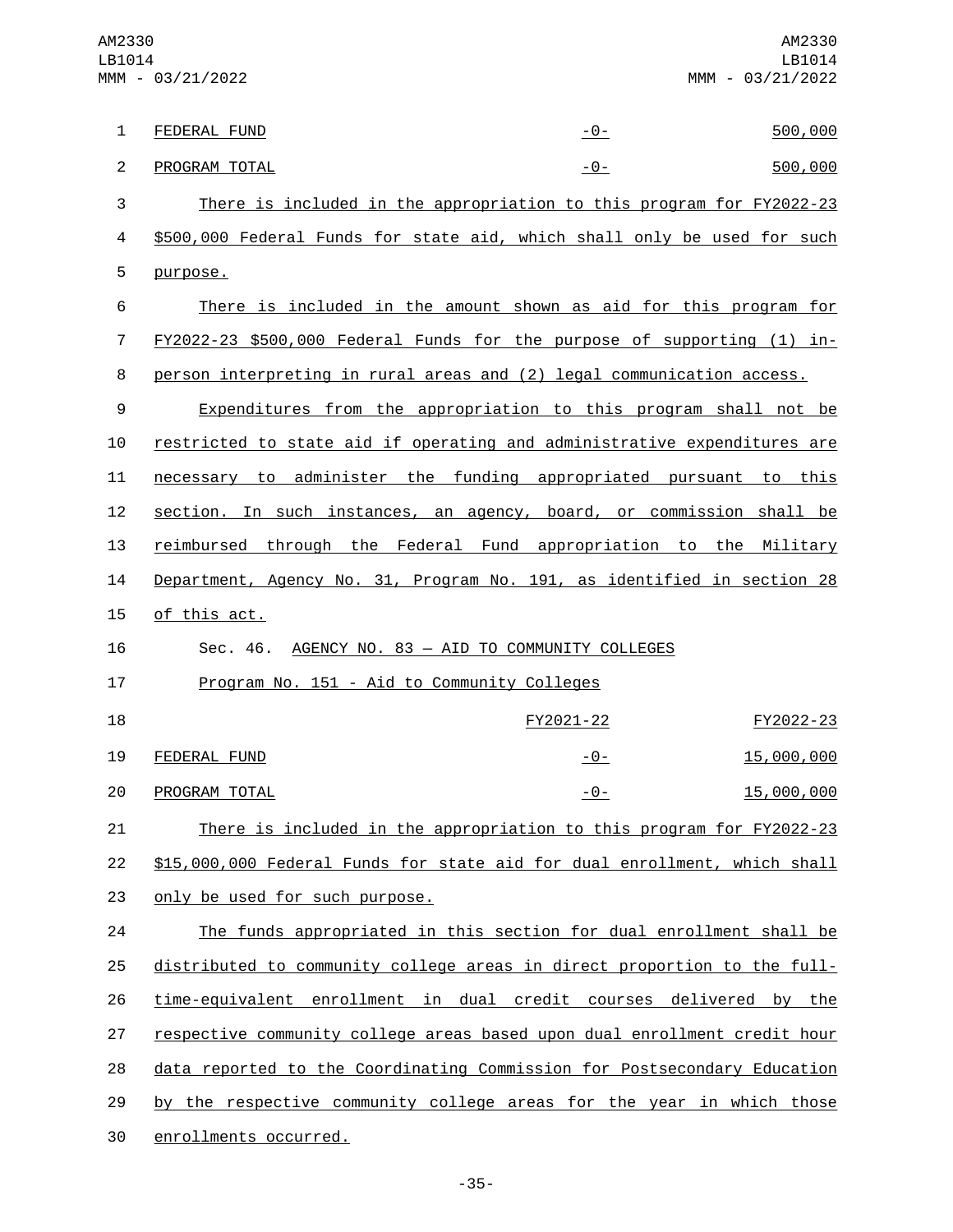| | | |
|---|---|---|
| FEDERAL FUND | -0- | 500,000 |
| PROGRAM TOTAL | -0- | 500,000 |

There is included in the appropriation to this program for FY2022-23 $500,000 Federal Funds for state aid, which shall only be used for such purpose.

There is included in the amount shown as aid for this program for FY2022-23 $500,000 Federal Funds for the purpose of supporting (1) in-person interpreting in rural areas and (2) legal communication access.

Expenditures from the appropriation to this program shall not be restricted to state aid if operating and administrative expenditures are necessary to administer the funding appropriated pursuant to this section. In such instances, an agency, board, or commission shall be reimbursed through the Federal Fund appropriation to the Military Department, Agency No. 31, Program No. 191, as identified in section 28 of this act.

Sec. 46. AGENCY NO. 83 — AID TO COMMUNITY COLLEGES

Program No. 151 - Aid to Community Colleges

| | FY2021-22 | FY2022-23 |
|---|---|---|
| FEDERAL FUND | -0- | 15,000,000 |
| PROGRAM TOTAL | -0- | 15,000,000 |

There is included in the appropriation to this program for FY2022-23 $15,000,000 Federal Funds for state aid for dual enrollment, which shall only be used for such purpose.

The funds appropriated in this section for dual enrollment shall be distributed to community college areas in direct proportion to the full-time-equivalent enrollment in dual credit courses delivered by the respective community college areas based upon dual enrollment credit hour data reported to the Coordinating Commission for Postsecondary Education by the respective community college areas for the year in which those enrollments occurred.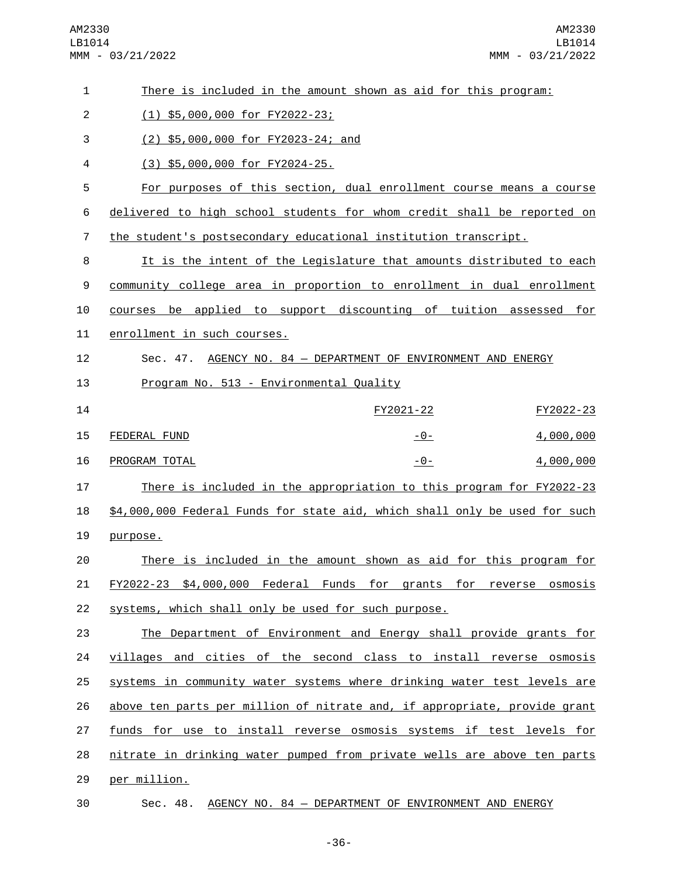There is included in the amount shown as aid for this program:

(1) $5,000,000 for FY2022-23;

(2) $5,000,000 for FY2023-24; and

(3) $5,000,000 for FY2024-25.

For purposes of this section, dual enrollment course means a course delivered to high school students for whom credit shall be reported on the student's postsecondary educational institution transcript.

It is the intent of the Legislature that amounts distributed to each community college area in proportion to enrollment in dual enrollment courses be applied to support discounting of tuition assessed for enrollment in such courses.

Sec. 47. AGENCY NO. 84 — DEPARTMENT OF ENVIRONMENT AND ENERGY

Program No. 513 - Environmental Quality

| | FY2021-22 | FY2022-23 |
| --- | --- | --- |
| FEDERAL FUND | -0- | 4,000,000 |
| PROGRAM TOTAL | -0- | 4,000,000 |

There is included in the appropriation to this program for FY2022-23 $4,000,000 Federal Funds for state aid, which shall only be used for such purpose.

There is included in the amount shown as aid for this program for FY2022-23 $4,000,000 Federal Funds for grants for reverse osmosis systems, which shall only be used for such purpose.

The Department of Environment and Energy shall provide grants for villages and cities of the second class to install reverse osmosis systems in community water systems where drinking water test levels are above ten parts per million of nitrate and, if appropriate, provide grant funds for use to install reverse osmosis systems if test levels for nitrate in drinking water pumped from private wells are above ten parts per million.

Sec. 48. AGENCY NO. 84 — DEPARTMENT OF ENVIRONMENT AND ENERGY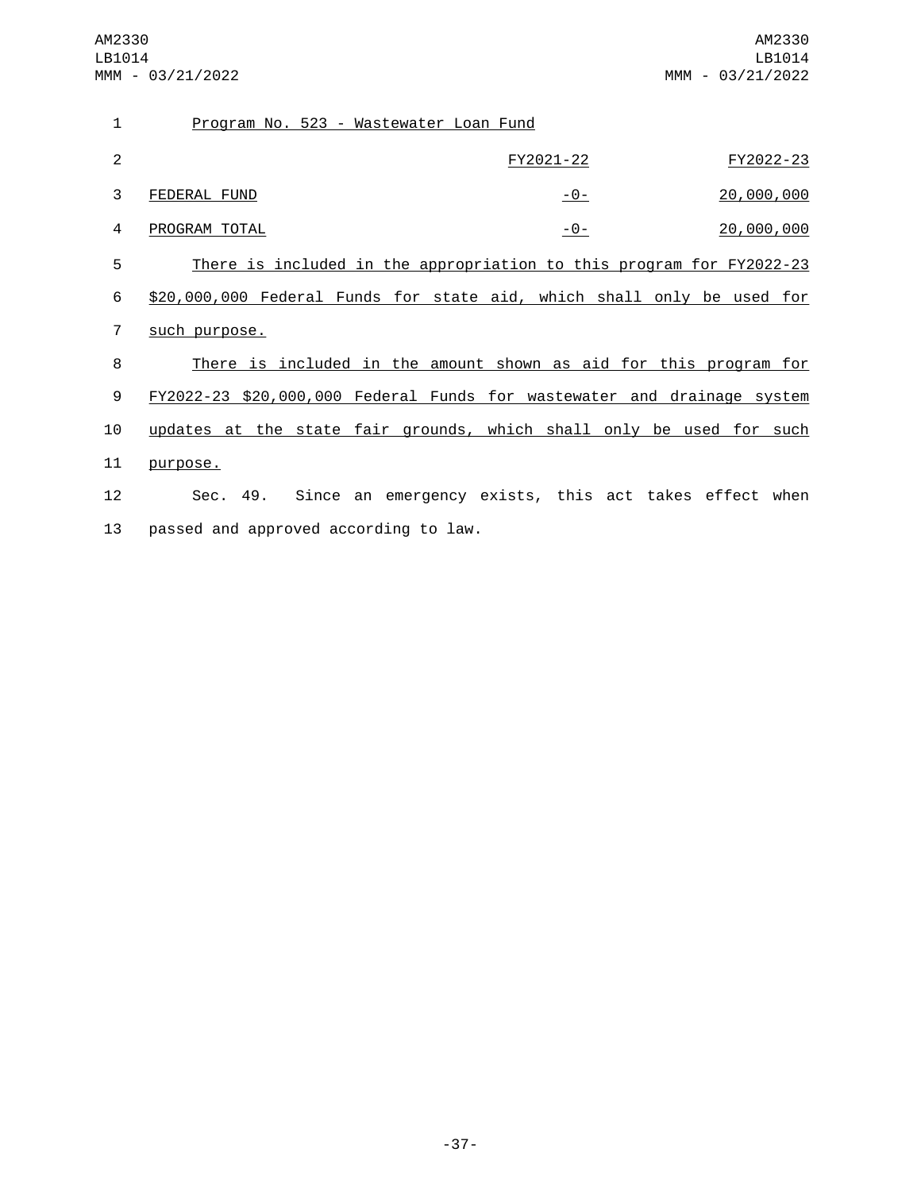Program No. 523 - Wastewater Loan Fund

| | FY2021-22 | FY2022-23 |
|---|---|---|
| FEDERAL FUND | -0- | 20,000,000 |
| PROGRAM TOTAL | -0- | 20,000,000 |

There is included in the appropriation to this program for FY2022-23 $20,000,000 Federal Funds for state aid, which shall only be used for such purpose.

There is included in the amount shown as aid for this program for FY2022-23 $20,000,000 Federal Funds for wastewater and drainage system updates at the state fair grounds, which shall only be used for such purpose.

Sec. 49. Since an emergency exists, this act takes effect when passed and approved according to law.